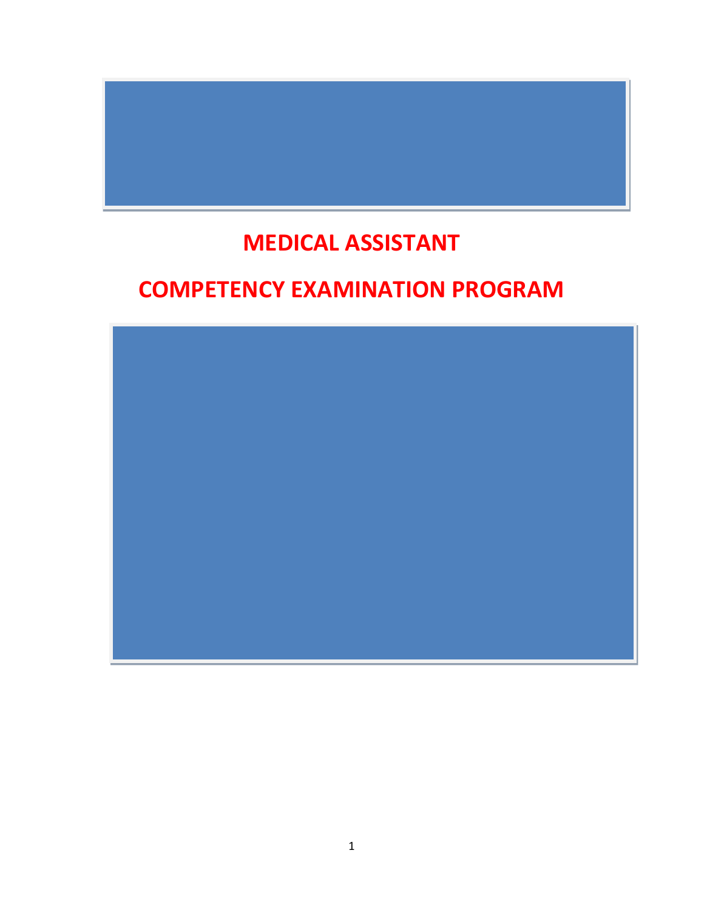# MEDICAL ASSISTANT

# COMPETENCY EXAMINATION PROGRAM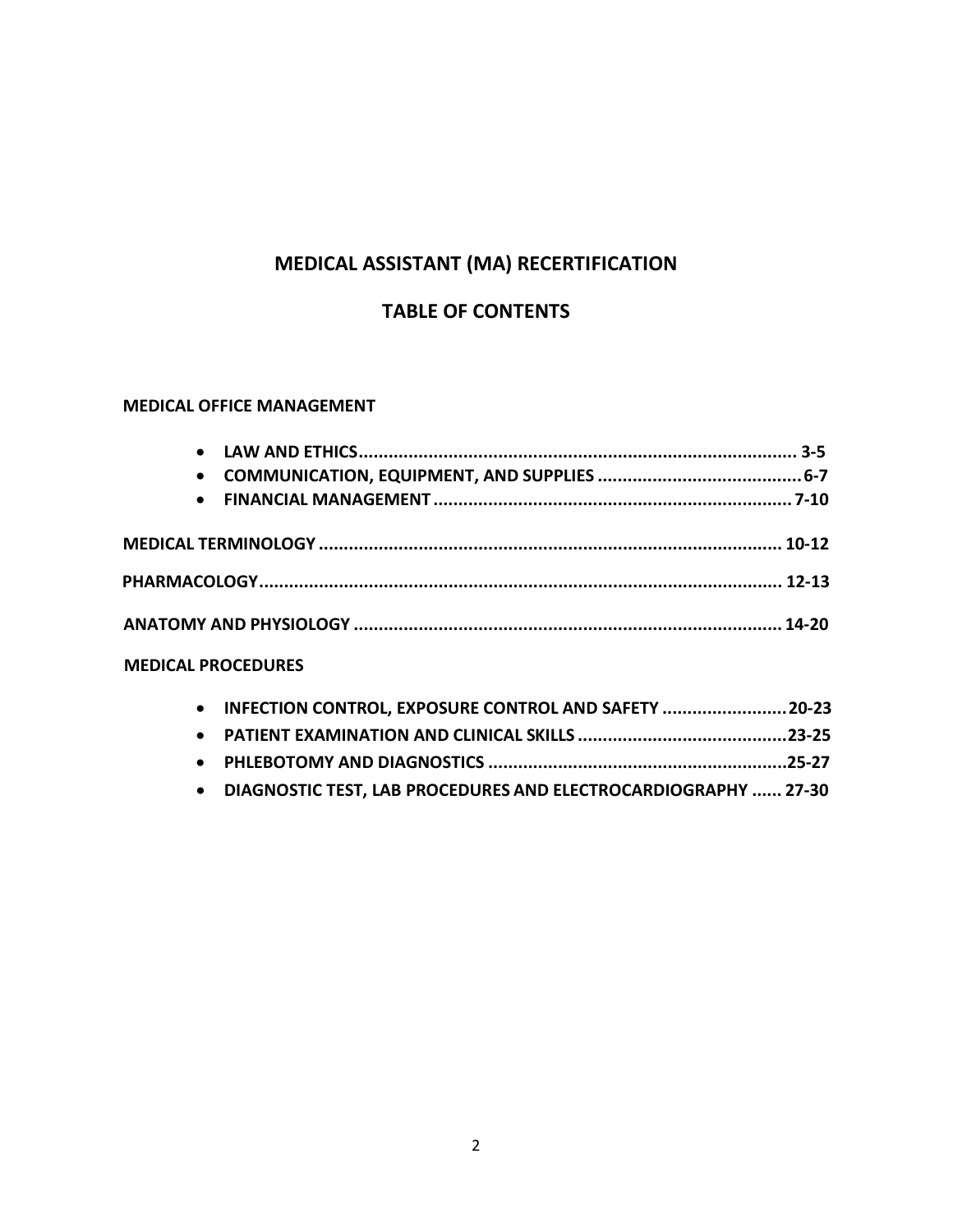# MEDICAL ASSISTANT (MA) RECERTIFICATION

## TABLE OF CONTENTS

**MEDICAL OFFICE MANAGEMENT**

- **LAW AND ETHICS........................................................................................ 3-5**
- **COMMUNICATION, EQUIPMENT, AND SUPPLIES ......................................... 6-7**
- **FINANCIAL MANAGEMENT ........................................................................ 7-10**

**MEDICAL TERMINOLOGY ............................................................................................. 10-12**

**PHARMACOLOGY........................................................................................................... 12-13**

**ANATOMY AND PHYSIOLOGY ...................................................................................... 14-20**

**MEDICAL PROCEDURES**

- **INFECTION CONTROL, EXPOSURE CONTROL AND SAFETY ......................... 20-23**
- **PATIENT EXAMINATION AND CLINICAL SKILLS ..........................................23-25**
- **PHLEBOTOMY AND DIAGNOSTICS ............................................................25-27**
- **DIAGNOSTIC TEST, LAB PROCEDURES AND ELECTROCARDIOGRAPHY ...... 27-30**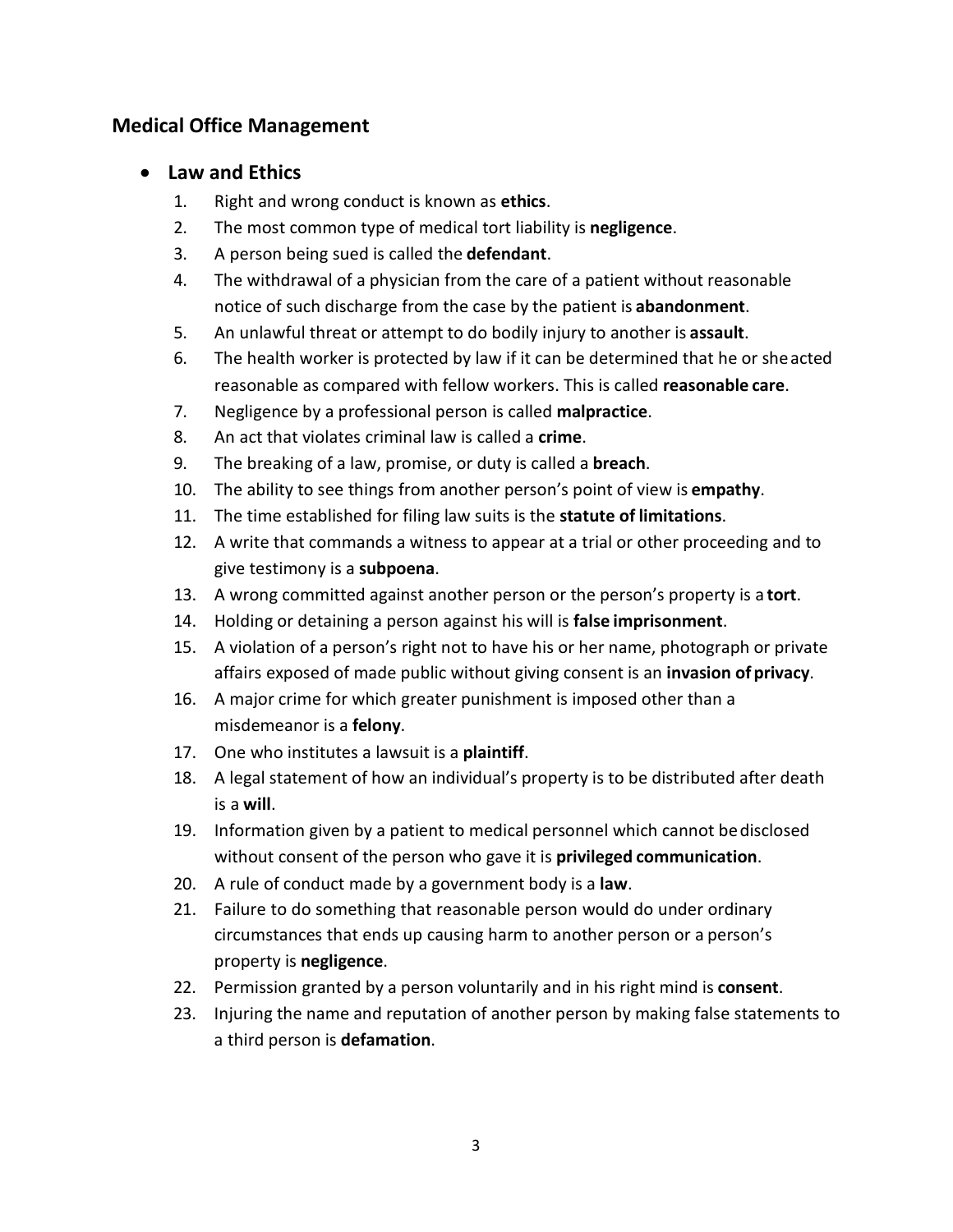## Medical Office Management

- **Law and Ethics**
  1. Right and wrong conduct is known as **ethics**.
  2. The most common type of medical tort liability is **negligence**.
  3. A person being sued is called the **defendant**.
  4. The withdrawal of a physician from the care of a patient without reasonable notice of such discharge from the case by the patient is **abandonment**.
  5. An unlawful threat or attempt to do bodily injury to another is **assault**.
  6. The health worker is protected by law if it can be determined that he or she acted reasonable as compared with fellow workers. This is called **reasonable care**.
  7. Negligence by a professional person is called **malpractice**.
  8. An act that violates criminal law is called a **crime**.
  9. The breaking of a law, promise, or duty is called a **breach**.
  10. The ability to see things from another person's point of view is **empathy**.
  11. The time established for filing law suits is the **statute of limitations**.
  12. A write that commands a witness to appear at a trial or other proceeding and to give testimony is a **subpoena**.
  13. A wrong committed against another person or the person's property is a **tort**.
  14. Holding or detaining a person against his will is **false imprisonment**.
  15. A violation of a person's right not to have his or her name, photograph or private affairs exposed of made public without giving consent is an **invasion of privacy**.
  16. A major crime for which greater punishment is imposed other than a misdemeanor is a **felony**.
  17. One who institutes a lawsuit is a **plaintiff**.
  18. A legal statement of how an individual's property is to be distributed after death is a **will**.
  19. Information given by a patient to medical personnel which cannot be disclosed without consent of the person who gave it is **privileged communication**.
  20. A rule of conduct made by a government body is a **law**.
  21. Failure to do something that reasonable person would do under ordinary circumstances that ends up causing harm to another person or a person's property is **negligence**.
  22. Permission granted by a person voluntarily and in his right mind is **consent**.
  23. Injuring the name and reputation of another person by making false statements to a third person is **defamation**.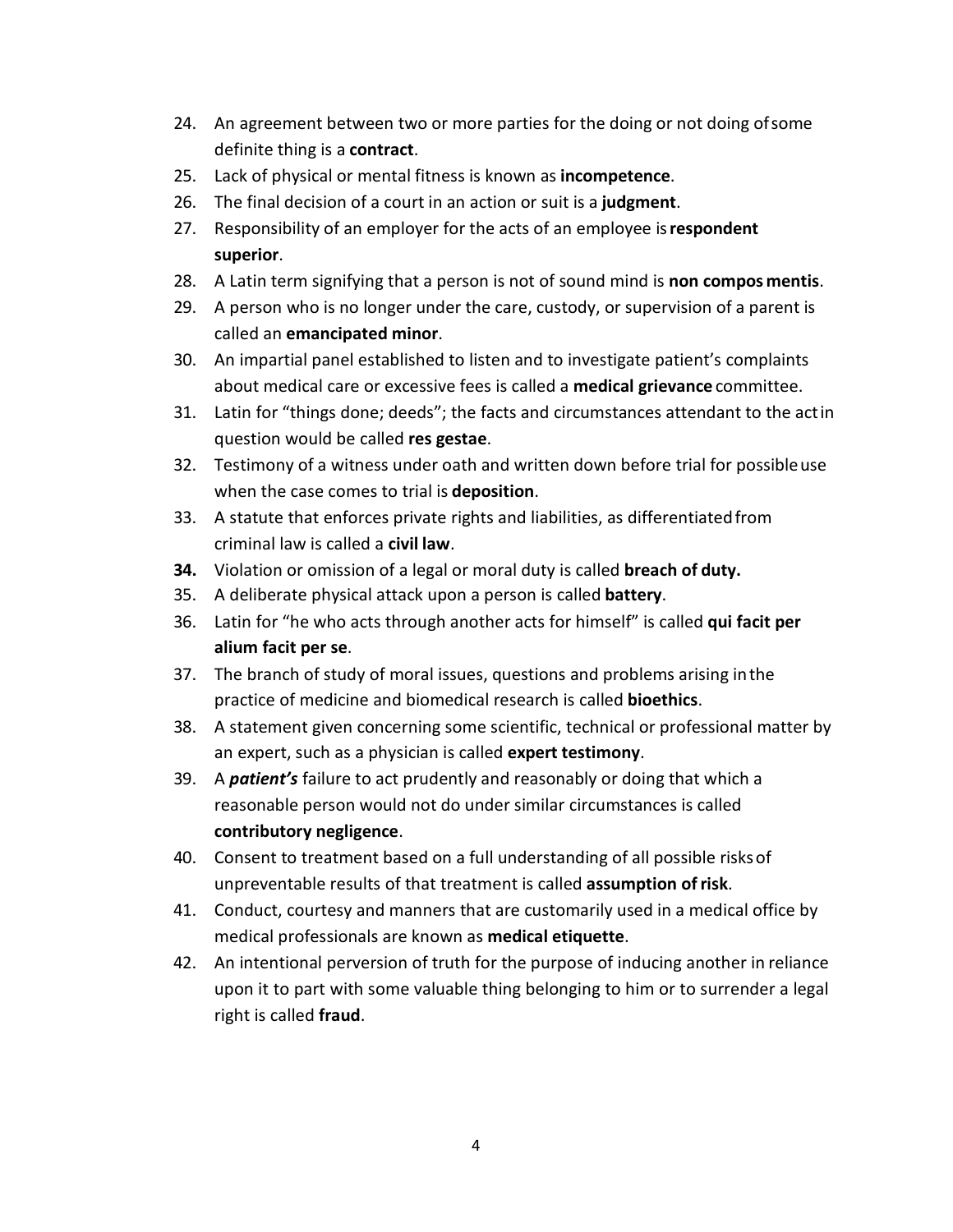24. An agreement between two or more parties for the doing or not doing of some definite thing is a **contract**.
25. Lack of physical or mental fitness is known as **incompetence**.
26. The final decision of a court in an action or suit is a **judgment**.
27. Responsibility of an employer for the acts of an employee is **respondent superior**.
28. A Latin term signifying that a person is not of sound mind is **non compos mentis**.
29. A person who is no longer under the care, custody, or supervision of a parent is called an **emancipated minor**.
30. An impartial panel established to listen and to investigate patient's complaints about medical care or excessive fees is called a **medical grievance** committee.
31. Latin for "things done; deeds"; the facts and circumstances attendant to the act in question would be called **res gestae**.
32. Testimony of a witness under oath and written down before trial for possible use when the case comes to trial is **deposition**.
33. A statute that enforces private rights and liabilities, as differentiated from criminal law is called a **civil law**.
34. Violation or omission of a legal or moral duty is called **breach of duty.**
35. A deliberate physical attack upon a person is called **battery**.
36. Latin for "he who acts through another acts for himself" is called **qui facit per alium facit per se**.
37. The branch of study of moral issues, questions and problems arising in the practice of medicine and biomedical research is called **bioethics**.
38. A statement given concerning some scientific, technical or professional matter by an expert, such as a physician is called **expert testimony**.
39. A ***patient's*** failure to act prudently and reasonably or doing that which a reasonable person would not do under similar circumstances is called **contributory negligence**.
40. Consent to treatment based on a full understanding of all possible risks of unpreventable results of that treatment is called **assumption of risk**.
41. Conduct, courtesy and manners that are customarily used in a medical office by medical professionals are known as **medical etiquette**.
42. An intentional perversion of truth for the purpose of inducing another in reliance upon it to part with some valuable thing belonging to him or to surrender a legal right is called **fraud**.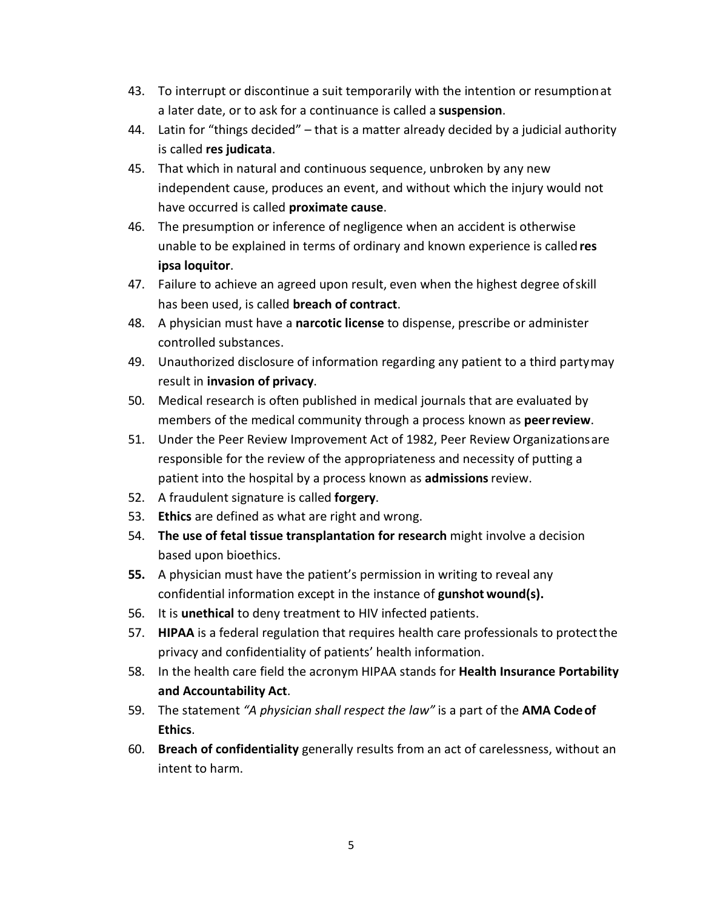43. To interrupt or discontinue a suit temporarily with the intention or resumption at a later date, or to ask for a continuance is called a **suspension**.
44. Latin for "things decided" – that is a matter already decided by a judicial authority is called **res judicata**.
45. That which in natural and continuous sequence, unbroken by any new independent cause, produces an event, and without which the injury would not have occurred is called **proximate cause**.
46. The presumption or inference of negligence when an accident is otherwise unable to be explained in terms of ordinary and known experience is called **res ipsa loquitor**.
47. Failure to achieve an agreed upon result, even when the highest degree of skill has been used, is called **breach of contract**.
48. A physician must have a **narcotic license** to dispense, prescribe or administer controlled substances.
49. Unauthorized disclosure of information regarding any patient to a third party may result in **invasion of privacy**.
50. Medical research is often published in medical journals that are evaluated by members of the medical community through a process known as **peer review**.
51. Under the Peer Review Improvement Act of 1982, Peer Review Organizations are responsible for the review of the appropriateness and necessity of putting a patient into the hospital by a process known as **admissions** review.
52. A fraudulent signature is called **forgery**.
53. **Ethics** are defined as what are right and wrong.
54. **The use of fetal tissue transplantation for research** might involve a decision based upon bioethics.
55. A physician must have the patient's permission in writing to reveal any confidential information except in the instance of **gunshot wound(s).**
56. It is **unethical** to deny treatment to HIV infected patients.
57. **HIPAA** is a federal regulation that requires health care professionals to protect the privacy and confidentiality of patients' health information.
58. In the health care field the acronym HIPAA stands for **Health Insurance Portability and Accountability Act**.
59. The statement *"A physician shall respect the law"* is a part of the **AMA Code of Ethics**.
60. **Breach of confidentiality** generally results from an act of carelessness, without an intent to harm.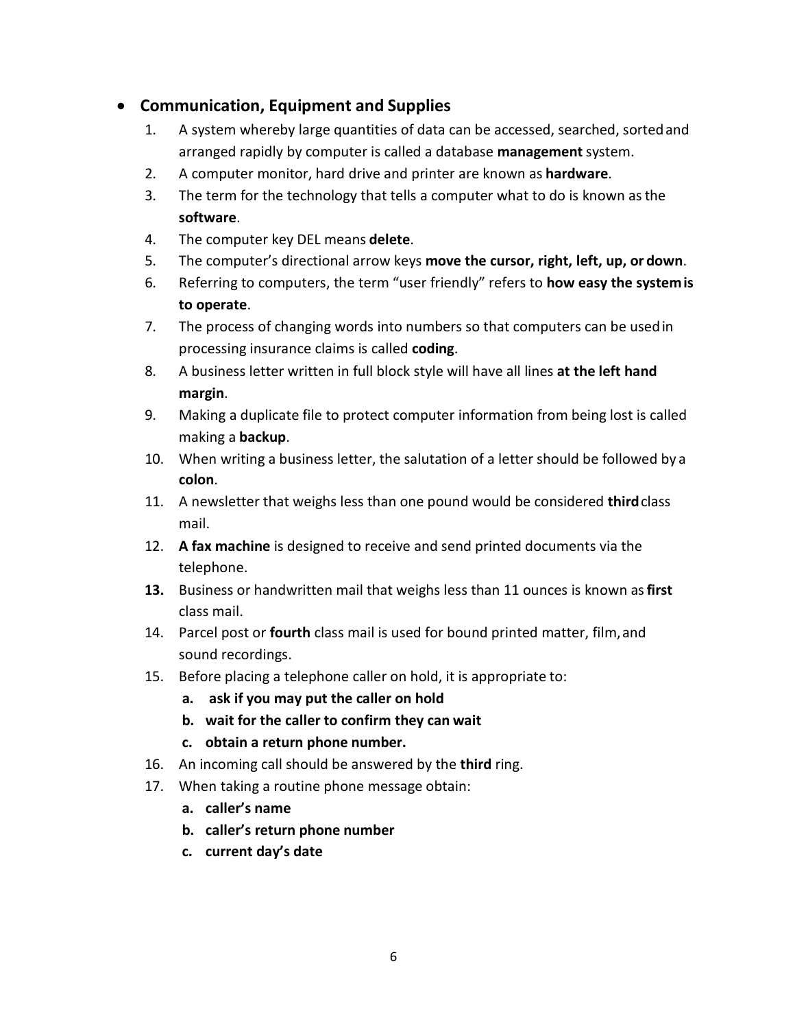- **Communication, Equipment and Supplies**

1. A system whereby large quantities of data can be accessed, searched, sorted and arranged rapidly by computer is called a database **management** system.
2. A computer monitor, hard drive and printer are known as **hardware**.
3. The term for the technology that tells a computer what to do is known as the **software**.
4. The computer key DEL means **delete**.
5. The computer's directional arrow keys **move the cursor, right, left, up, or down**.
6. Referring to computers, the term "user friendly" refers to **how easy the system is to operate**.
7. The process of changing words into numbers so that computers can be used in processing insurance claims is called **coding**.
8. A business letter written in full block style will have all lines **at the left hand margin**.
9. Making a duplicate file to protect computer information from being lost is called making a **backup**.
10. When writing a business letter, the salutation of a letter should be followed by a **colon**.
11. A newsletter that weighs less than one pound would be considered **third** class mail.
12. **A fax machine** is designed to receive and send printed documents via the telephone.
13. Business or handwritten mail that weighs less than 11 ounces is known as **first** class mail.
14. Parcel post or **fourth** class mail is used for bound printed matter, film, and sound recordings.
15. Before placing a telephone caller on hold, it is appropriate to:
    a. **ask if you may put the caller on hold**
    b. **wait for the caller to confirm they can wait**
    c. **obtain a return phone number.**
16. An incoming call should be answered by the **third** ring.
17. When taking a routine phone message obtain:
    a. **caller's name**
    b. **caller's return phone number**
    c. **current day's date**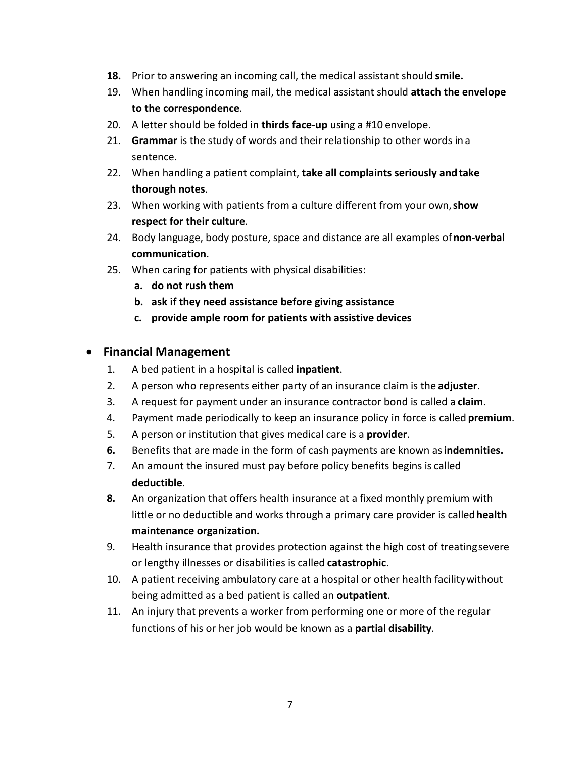**18.** Prior to answering an incoming call, the medical assistant should **smile.**

19. When handling incoming mail, the medical assistant should **attach the envelope to the correspondence**.
20. A letter should be folded in **thirds face-up** using a #10 envelope.
21. **Grammar** is the study of words and their relationship to other words in a sentence.
22. When handling a patient complaint, **take all complaints seriously and take thorough notes**.
23. When working with patients from a culture different from your own, **show respect for their culture**.
24. Body language, body posture, space and distance are all examples of **non-verbal communication**.
25. When caring for patients with physical disabilities:
    a. **do not rush them**
    b. **ask if they need assistance before giving assistance**
    c. **provide ample room for patients with assistive devices**

- **Financial Management**

1. A bed patient in a hospital is called **inpatient**.
2. A person who represents either party of an insurance claim is the **adjuster**.
3. A request for payment under an insurance contractor bond is called a **claim**.
4. Payment made periodically to keep an insurance policy in force is called **premium**.
5. A person or institution that gives medical care is a **provider**.
6. Benefits that are made in the form of cash payments are known as **indemnities.**
7. An amount the insured must pay before policy benefits begins is called **deductible**.
8. An organization that offers health insurance at a fixed monthly premium with little or no deductible and works through a primary care provider is called **health maintenance organization.**
9. Health insurance that provides protection against the high cost of treating severe or lengthy illnesses or disabilities is called **catastrophic**.
10. A patient receiving ambulatory care at a hospital or other health facility without being admitted as a bed patient is called an **outpatient**.
11. An injury that prevents a worker from performing one or more of the regular functions of his or her job would be known as a **partial disability**.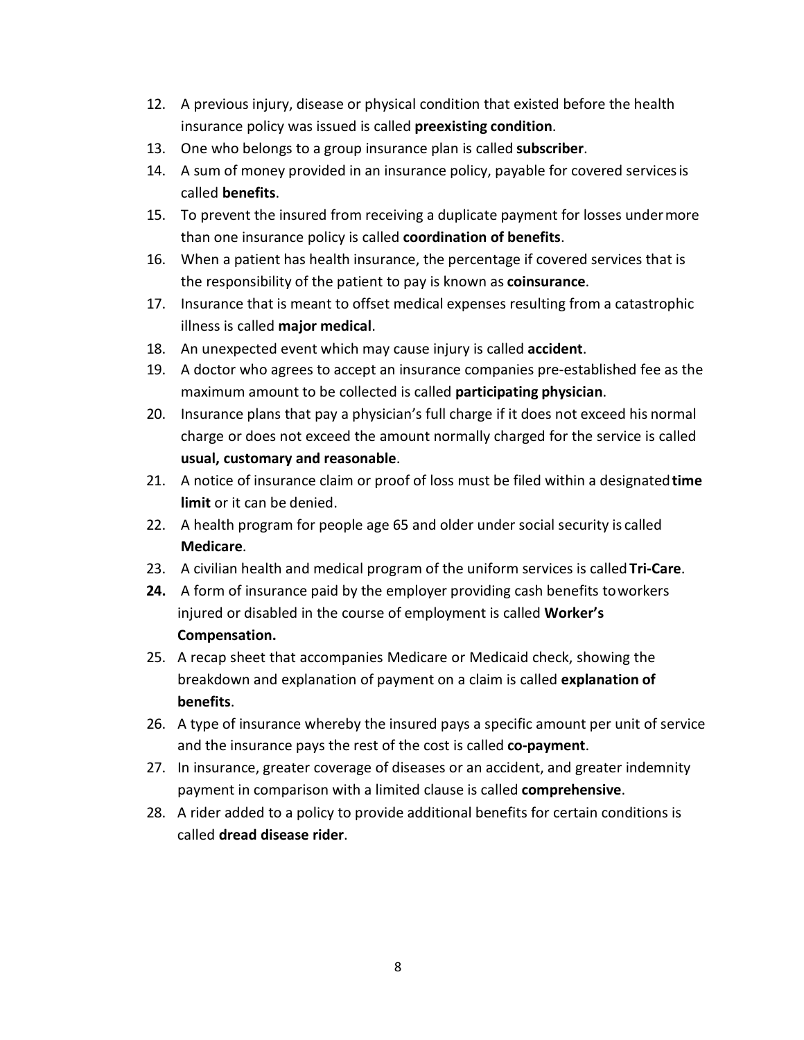12. A previous injury, disease or physical condition that existed before the health insurance policy was issued is called **preexisting condition**.
13. One who belongs to a group insurance plan is called **subscriber**.
14. A sum of money provided in an insurance policy, payable for covered services is called **benefits**.
15. To prevent the insured from receiving a duplicate payment for losses under more than one insurance policy is called **coordination of benefits**.
16. When a patient has health insurance, the percentage if covered services that is the responsibility of the patient to pay is known as **coinsurance**.
17. Insurance that is meant to offset medical expenses resulting from a catastrophic illness is called **major medical**.
18. An unexpected event which may cause injury is called **accident**.
19. A doctor who agrees to accept an insurance companies pre-established fee as the maximum amount to be collected is called **participating physician**.
20. Insurance plans that pay a physician's full charge if it does not exceed his normal charge or does not exceed the amount normally charged for the service is called **usual, customary and reasonable**.
21. A notice of insurance claim or proof of loss must be filed within a designated **time limit** or it can be denied.
22. A health program for people age 65 and older under social security is called **Medicare**.
23. A civilian health and medical program of the uniform services is called **Tri-Care**.
24. A form of insurance paid by the employer providing cash benefits to workers injured or disabled in the course of employment is called **Worker's Compensation.**
25. A recap sheet that accompanies Medicare or Medicaid check, showing the breakdown and explanation of payment on a claim is called **explanation of benefits**.
26. A type of insurance whereby the insured pays a specific amount per unit of service and the insurance pays the rest of the cost is called **co-payment**.
27. In insurance, greater coverage of diseases or an accident, and greater indemnity payment in comparison with a limited clause is called **comprehensive**.
28. A rider added to a policy to provide additional benefits for certain conditions is called **dread disease rider**.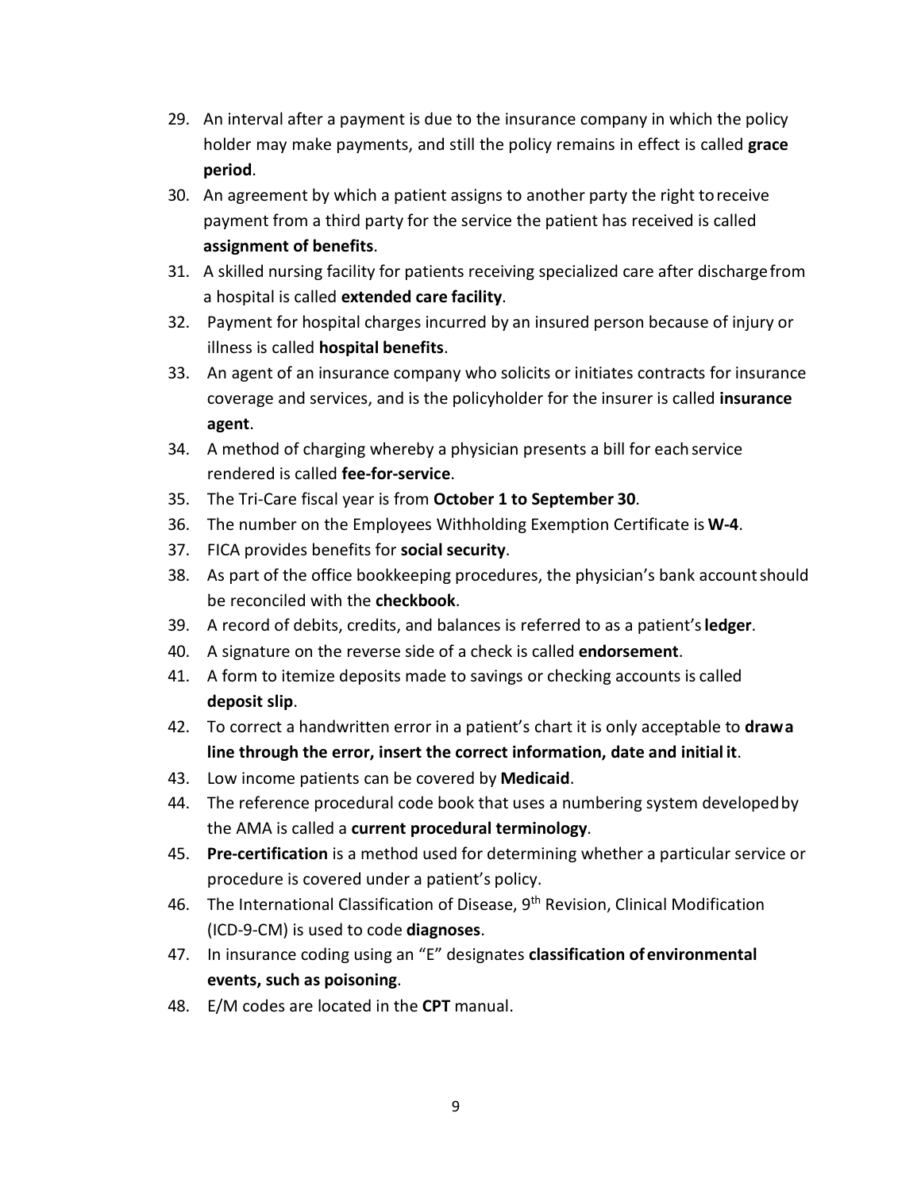29. An interval after a payment is due to the insurance company in which the policy holder may make payments, and still the policy remains in effect is called **grace period**.
30. An agreement by which a patient assigns to another party the right to receive payment from a third party for the service the patient has received is called **assignment of benefits**.
31. A skilled nursing facility for patients receiving specialized care after discharge from a hospital is called **extended care facility**.
32. Payment for hospital charges incurred by an insured person because of injury or illness is called **hospital benefits**.
33. An agent of an insurance company who solicits or initiates contracts for insurance coverage and services, and is the policyholder for the insurer is called **insurance agent**.
34. A method of charging whereby a physician presents a bill for each service rendered is called **fee-for-service**.
35. The Tri-Care fiscal year is from **October 1 to September 30**.
36. The number on the Employees Withholding Exemption Certificate is **W-4**.
37. FICA provides benefits for **social security**.
38. As part of the office bookkeeping procedures, the physician's bank account should be reconciled with the **checkbook**.
39. A record of debits, credits, and balances is referred to as a patient's **ledger**.
40. A signature on the reverse side of a check is called **endorsement**.
41. A form to itemize deposits made to savings or checking accounts is called **deposit slip**.
42. To correct a handwritten error in a patient's chart it is only acceptable to **draw a line through the error, insert the correct information, date and initial it**.
43. Low income patients can be covered by **Medicaid**.
44. The reference procedural code book that uses a numbering system developed by the AMA is called a **current procedural terminology**.
45. **Pre-certification** is a method used for determining whether a particular service or procedure is covered under a patient's policy.
46. The International Classification of Disease, 9th Revision, Clinical Modification (ICD-9-CM) is used to code **diagnoses**.
47. In insurance coding using an "E" designates **classification of environmental events, such as poisoning**.
48. E/M codes are located in the **CPT** manual.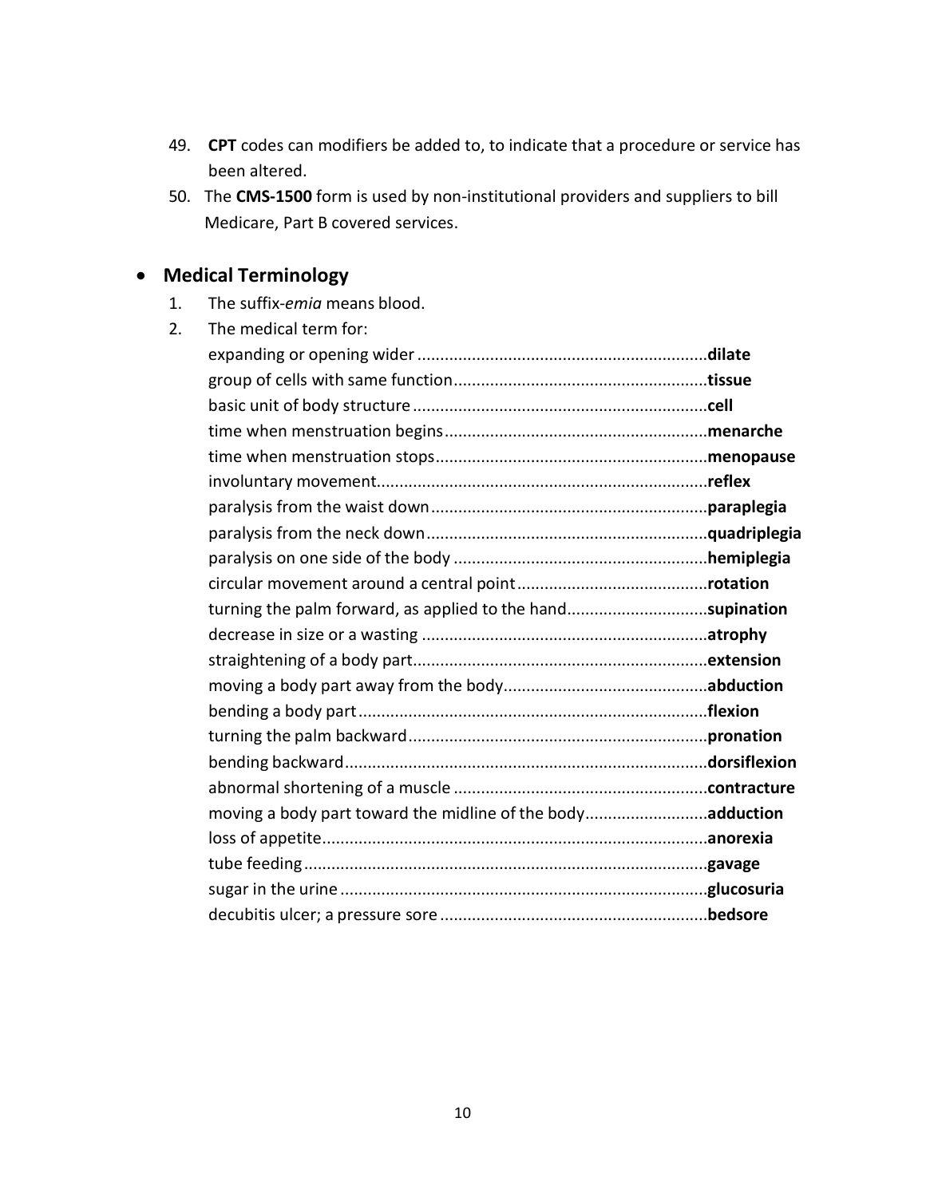49. **CPT** codes can modifiers be added to, to indicate that a procedure or service has been altered.
50. The **CMS-1500** form is used by non-institutional providers and suppliers to bill Medicare, Part B covered services.

- **Medical Terminology**

1. The suffix-*emia* means blood.
2. The medical term for:

   expanding or opening wider ................................................................**dilate**
   group of cells with same function........................................................**tissue**
   basic unit of body structure .................................................................**cell**
   time when menstruation begins...........................................................**menarche**
   time when menstruation stops............................................................**menopause**
   involuntary movement.........................................................................**reflex**
   paralysis from the waist down.............................................................**paraplegia**
   paralysis from the neck down..............................................................**quadriplegia**
   paralysis on one side of the body ........................................................**hemiplegia**
   circular movement around a central point...........................................**rotation**
   turning the palm forward, as applied to the hand...............................**supination**
   decrease in size or a wasting ...............................................................**atrophy**
   straightening of a body part.................................................................**extension**
   moving a body part away from the body.............................................**abduction**
   bending a body part.............................................................................**flexion**
   turning the palm backward..................................................................**pronation**
   bending backward................................................................................**dorsiflexion**
   abnormal shortening of a muscle ........................................................**contracture**
   moving a body part toward the midline of the body...........................**adduction**
   loss of appetite.....................................................................................**anorexia**
   tube feeding.........................................................................................**gavage**
   sugar in the urine .................................................................................**glucosuria**
   decubitis ulcer; a pressure sore ...........................................................**bedsore**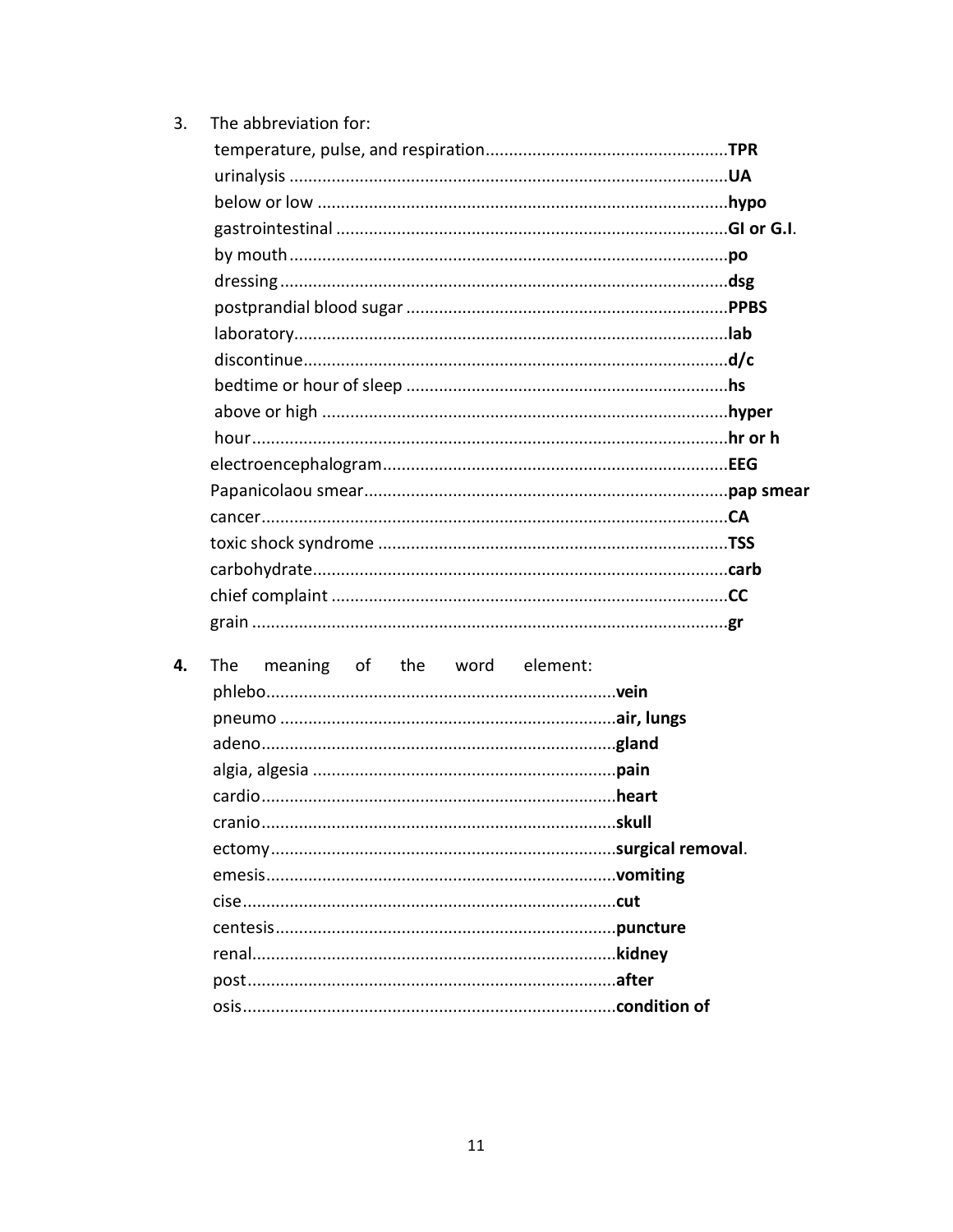3. The abbreviation for:

   temperature, pulse, and respiration...................................................**TPR**
   urinalysis ............................................................................................**UA**
   below or low ......................................................................................**hypo**
   gastrointestinal ...................................................................................**GI or G.I**.
   by mouth..............................................................................................**po**
   dressing................................................................................................**dsg**
   postprandial blood sugar ....................................................................**PPBS**
   laboratory.............................................................................................**lab**
   discontinue...........................................................................................**d/c**
   bedtime or hour of sleep .....................................................................**hs**
   above or high .......................................................................................**hyper**
   hour.......................................................................................................**hr or h**
   electroencephalogram..........................................................................**EEG**
   Papanicolaou smear..............................................................................**pap smear**
   cancer....................................................................................................**CA**
   toxic shock syndrome ...........................................................................**TSS**
   carbohydrate.........................................................................................**carb**
   chief complaint .....................................................................................**CC**
   grain ......................................................................................................**gr**

**4.** The meaning of the word element:

   phlebo...........................................................................**vein**
   pneumo ........................................................................**air, lungs**
   adeno............................................................................**gland**
   algia, algesia .................................................................**pain**
   cardio............................................................................**heart**
   cranio............................................................................**skull**
   ectomy..........................................................................**surgical removal**.
   emesis...........................................................................**vomiting**
   cise................................................................................**cut**
   centesis.........................................................................**puncture**
   renal..............................................................................**kidney**
   post...............................................................................**after**
   osis................................................................................**condition of**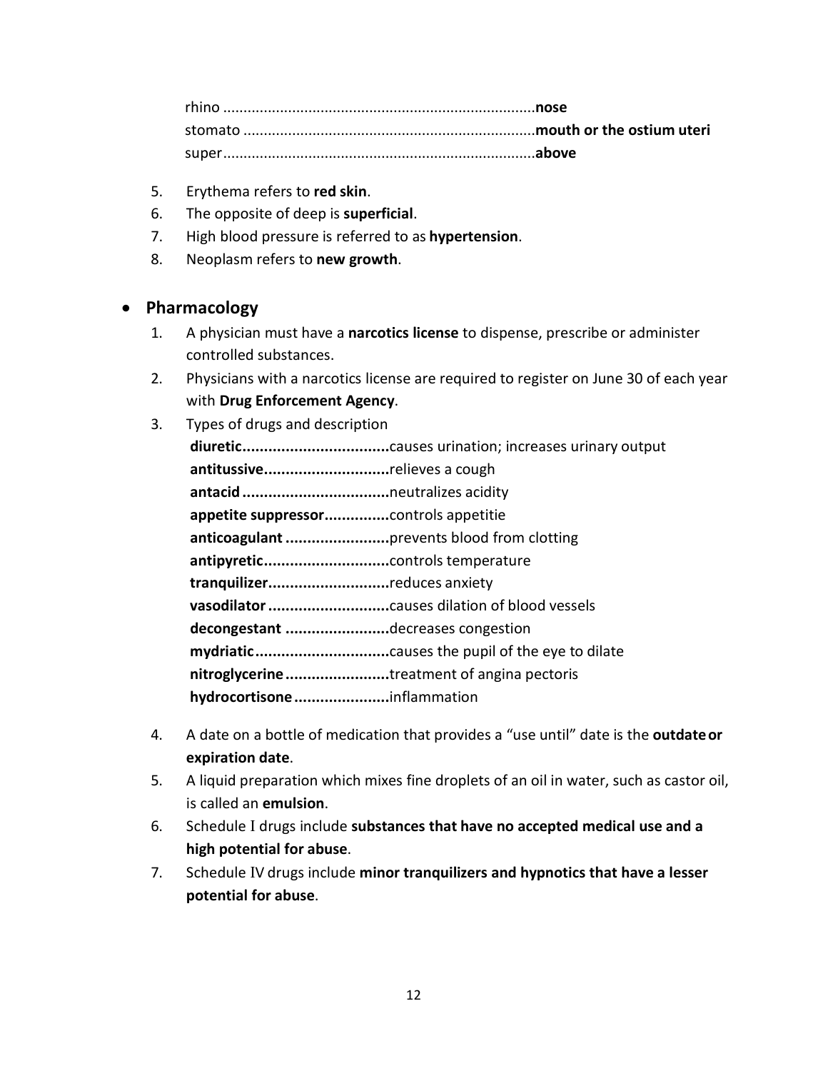rhino ............................................................................**nose**
stomato .......................................................................**mouth or the ostium uteri**
super.............................................................................**above**

5. Erythema refers to **red skin**.
6. The opposite of deep is **superficial**.
7. High blood pressure is referred to as **hypertension**.
8. Neoplasm refers to **new growth**.

- **Pharmacology**

1. A physician must have a **narcotics license** to dispense, prescribe or administer controlled substances.
2. Physicians with a narcotics license are required to register on June 30 of each year with **Drug Enforcement Agency**.
3. Types of drugs and description

   **diuretic..................................**causes urination; increases urinary output
   **antitussive.............................**relieves a cough
   **antacid ..................................**neutralizes acidity
   **appetite suppressor...............**controls appetitie
   **anticoagulant ........................**prevents blood from clotting
   **antipyretic.............................**controls temperature
   **tranquilizer............................**reduces anxiety
   **vasodilator ............................**causes dilation of blood vessels
   **decongestant ........................**decreases congestion
   **mydriatic...............................**causes the pupil of the eye to dilate
   **nitroglycerine ........................**treatment of angina pectoris
   **hydrocortisone ......................**inflammation

4. A date on a bottle of medication that provides a "use until" date is the **outdate or expiration date**.
5. A liquid preparation which mixes fine droplets of an oil in water, such as castor oil, is called an **emulsion**.
6. Schedule I drugs include **substances that have no accepted medical use and a high potential for abuse**.
7. Schedule IV drugs include **minor tranquilizers and hypnotics that have a lesser potential for abuse**.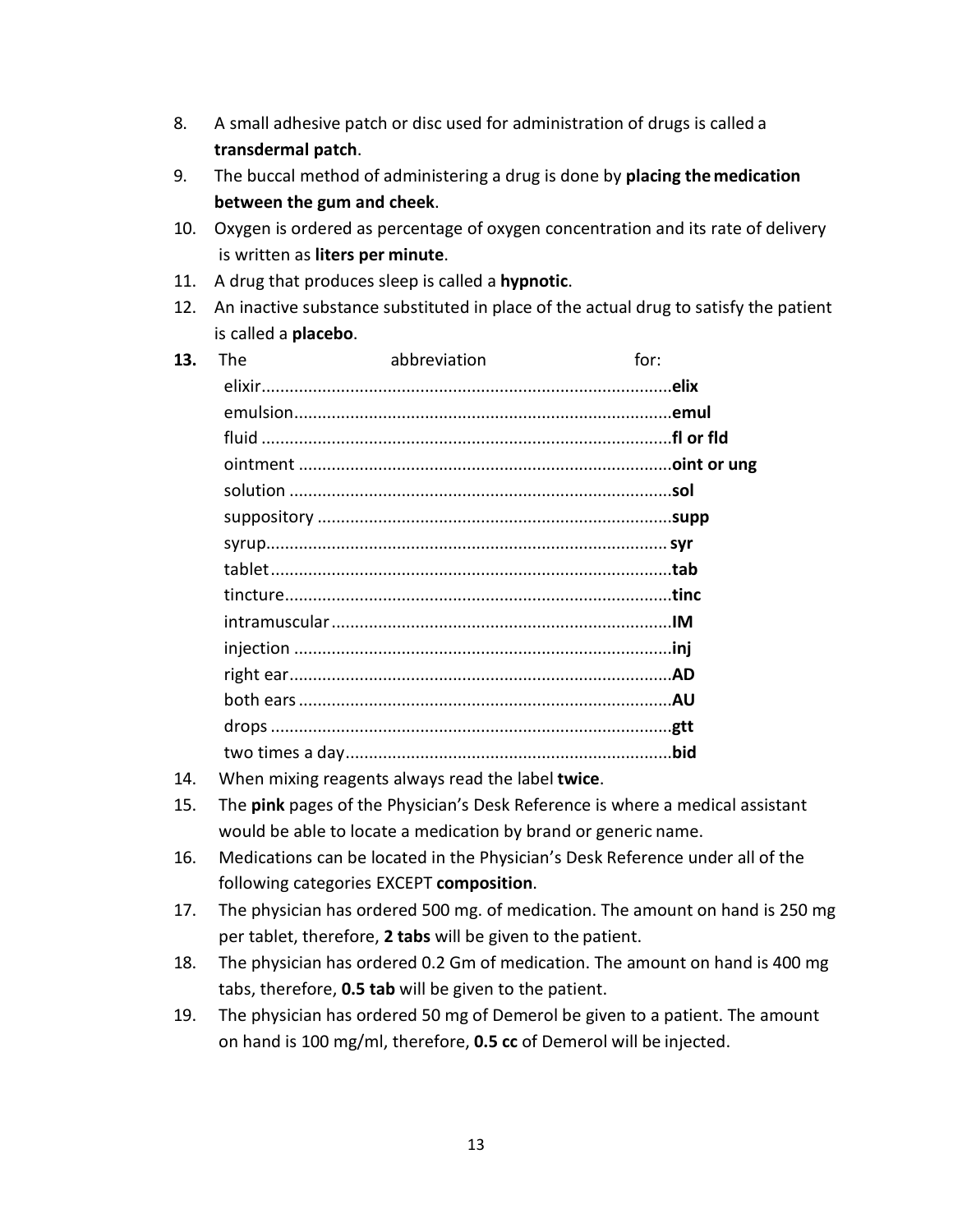8. A small adhesive patch or disc used for administration of drugs is called a **transdermal patch**.
9. The buccal method of administering a drug is done by **placing the medication between the gum and cheek**.
10. Oxygen is ordered as percentage of oxygen concentration and its rate of delivery is written as **liters per minute**.
11. A drug that produces sleep is called a **hypnotic**.
12. An inactive substance substituted in place of the actual drug to satisfy the patient is called a **placebo**.
13. The abbreviation for:
    - elixir........................................................................................**elix**
    - emulsion..................................................................................**emul**
    - fluid .........................................................................................**fl or fld**
    - ointment ..................................................................................**oint or ung**
    - solution ...................................................................................**sol**
    - suppository .............................................................................**supp**
    - syrup........................................................................................**syr**
    - tablet.......................................................................................**tab**
    - tincture....................................................................................**tinc**
    - intramuscular..........................................................................**IM**
    - injection ..................................................................................**inj**
    - right ear...................................................................................**AD**
    - both ears .................................................................................**AU**
    - drops .......................................................................................**gtt**
    - two times a day.......................................................................**bid**
14. When mixing reagents always read the label **twice**.
15. The **pink** pages of the Physician's Desk Reference is where a medical assistant would be able to locate a medication by brand or generic name.
16. Medications can be located in the Physician's Desk Reference under all of the following categories EXCEPT **composition**.
17. The physician has ordered 500 mg. of medication. The amount on hand is 250 mg per tablet, therefore, **2 tabs** will be given to the patient.
18. The physician has ordered 0.2 Gm of medication. The amount on hand is 400 mg tabs, therefore, **0.5 tab** will be given to the patient.
19. The physician has ordered 50 mg of Demerol be given to a patient. The amount on hand is 100 mg/ml, therefore, **0.5 cc** of Demerol will be injected.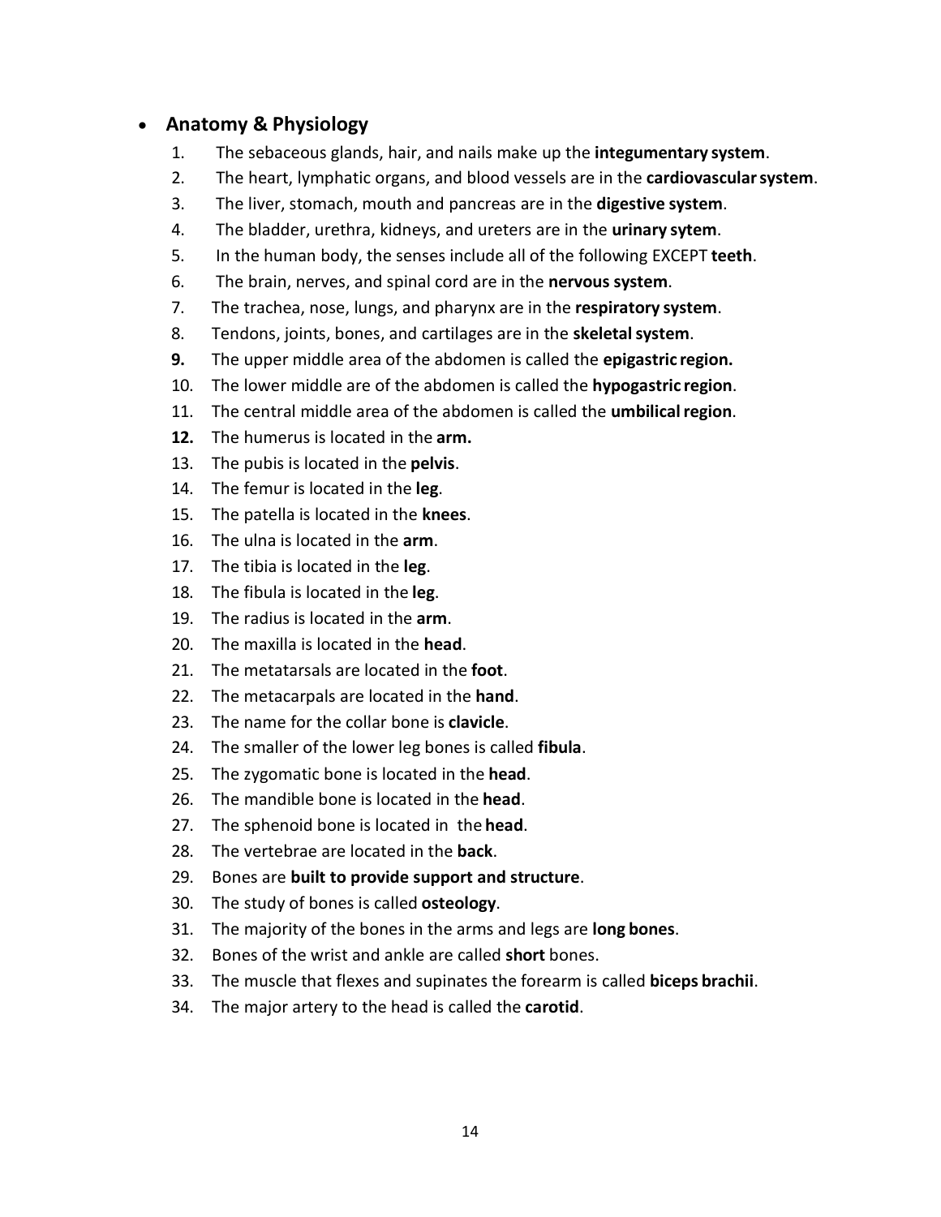- **Anatomy & Physiology**

1. The sebaceous glands, hair, and nails make up the **integumentary system**.
2. The heart, lymphatic organs, and blood vessels are in the **cardiovascular system**.
3. The liver, stomach, mouth and pancreas are in the **digestive system**.
4. The bladder, urethra, kidneys, and ureters are in the **urinary sytem**.
5. In the human body, the senses include all of the following EXCEPT **teeth**.
6. The brain, nerves, and spinal cord are in the **nervous system**.
7. The trachea, nose, lungs, and pharynx are in the **respiratory system**.
8. Tendons, joints, bones, and cartilages are in the **skeletal system**.
9. The upper middle area of the abdomen is called the **epigastric region.**
10. The lower middle are of the abdomen is called the **hypogastric region**.
11. The central middle area of the abdomen is called the **umbilical region**.
12. The humerus is located in the **arm.**
13. The pubis is located in the **pelvis**.
14. The femur is located in the **leg**.
15. The patella is located in the **knees**.
16. The ulna is located in the **arm**.
17. The tibia is located in the **leg**.
18. The fibula is located in the **leg**.
19. The radius is located in the **arm**.
20. The maxilla is located in the **head**.
21. The metatarsals are located in the **foot**.
22. The metacarpals are located in the **hand**.
23. The name for the collar bone is **clavicle**.
24. The smaller of the lower leg bones is called **fibula**.
25. The zygomatic bone is located in the **head**.
26. The mandible bone is located in the **head**.
27. The sphenoid bone is located in the **head**.
28. The vertebrae are located in the **back**.
29. Bones are **built to provide support and structure**.
30. The study of bones is called **osteology**.
31. The majority of the bones in the arms and legs are **long bones**.
32. Bones of the wrist and ankle are called **short** bones.
33. The muscle that flexes and supinates the forearm is called **biceps brachii**.
34. The major artery to the head is called the **carotid**.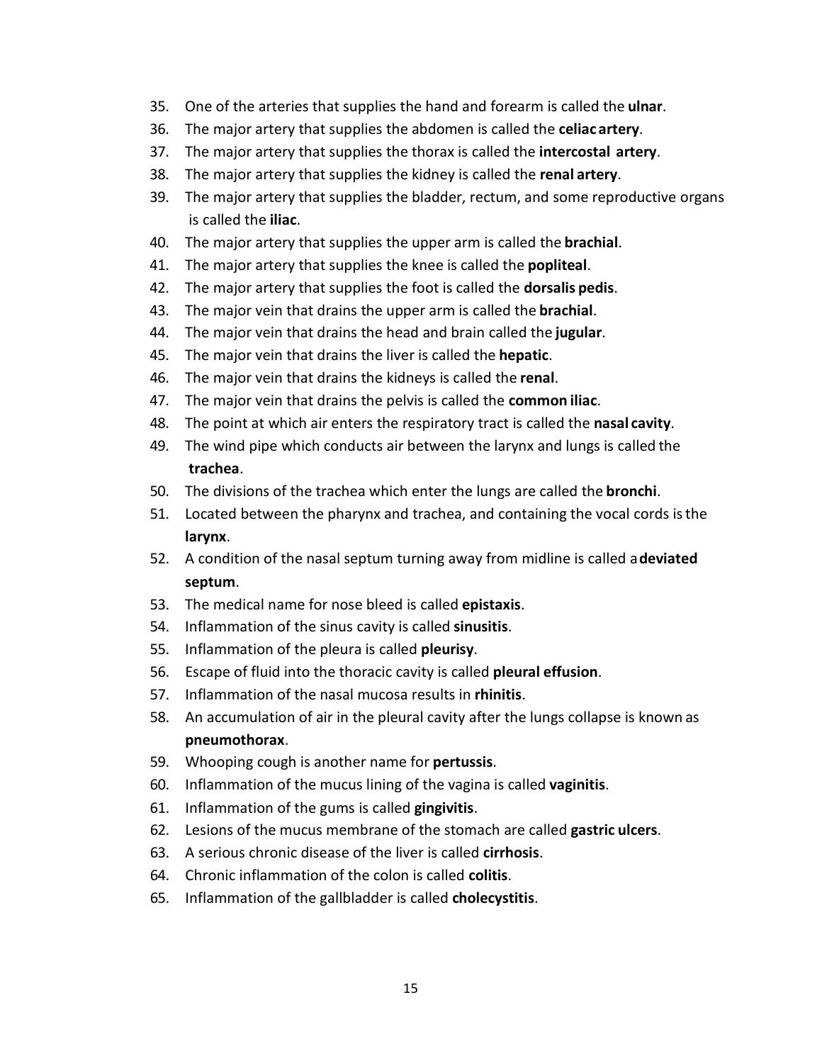35. One of the arteries that supplies the hand and forearm is called the **ulnar**.
36. The major artery that supplies the abdomen is called the **celiac artery**.
37. The major artery that supplies the thorax is called the **intercostal artery**.
38. The major artery that supplies the kidney is called the **renal artery**.
39. The major artery that supplies the bladder, rectum, and some reproductive organs is called the **iliac**.
40. The major artery that supplies the upper arm is called the **brachial**.
41. The major artery that supplies the knee is called the **popliteal**.
42. The major artery that supplies the foot is called the **dorsalis pedis**.
43. The major vein that drains the upper arm is called the **brachial**.
44. The major vein that drains the head and brain called the **jugular**.
45. The major vein that drains the liver is called the **hepatic**.
46. The major vein that drains the kidneys is called the **renal**.
47. The major vein that drains the pelvis is called the **common iliac**.
48. The point at which air enters the respiratory tract is called the **nasal cavity**.
49. The wind pipe which conducts air between the larynx and lungs is called the **trachea**.
50. The divisions of the trachea which enter the lungs are called the **bronchi**.
51. Located between the pharynx and trachea, and containing the vocal cords is the **larynx**.
52. A condition of the nasal septum turning away from midline is called a **deviated septum**.
53. The medical name for nose bleed is called **epistaxis**.
54. Inflammation of the sinus cavity is called **sinusitis**.
55. Inflammation of the pleura is called **pleurisy**.
56. Escape of fluid into the thoracic cavity is called **pleural effusion**.
57. Inflammation of the nasal mucosa results in **rhinitis**.
58. An accumulation of air in the pleural cavity after the lungs collapse is known as **pneumothorax**.
59. Whooping cough is another name for **pertussis**.
60. Inflammation of the mucus lining of the vagina is called **vaginitis**.
61. Inflammation of the gums is called **gingivitis**.
62. Lesions of the mucus membrane of the stomach are called **gastric ulcers**.
63. A serious chronic disease of the liver is called **cirrhosis**.
64. Chronic inflammation of the colon is called **colitis**.
65. Inflammation of the gallbladder is called **cholecystitis**.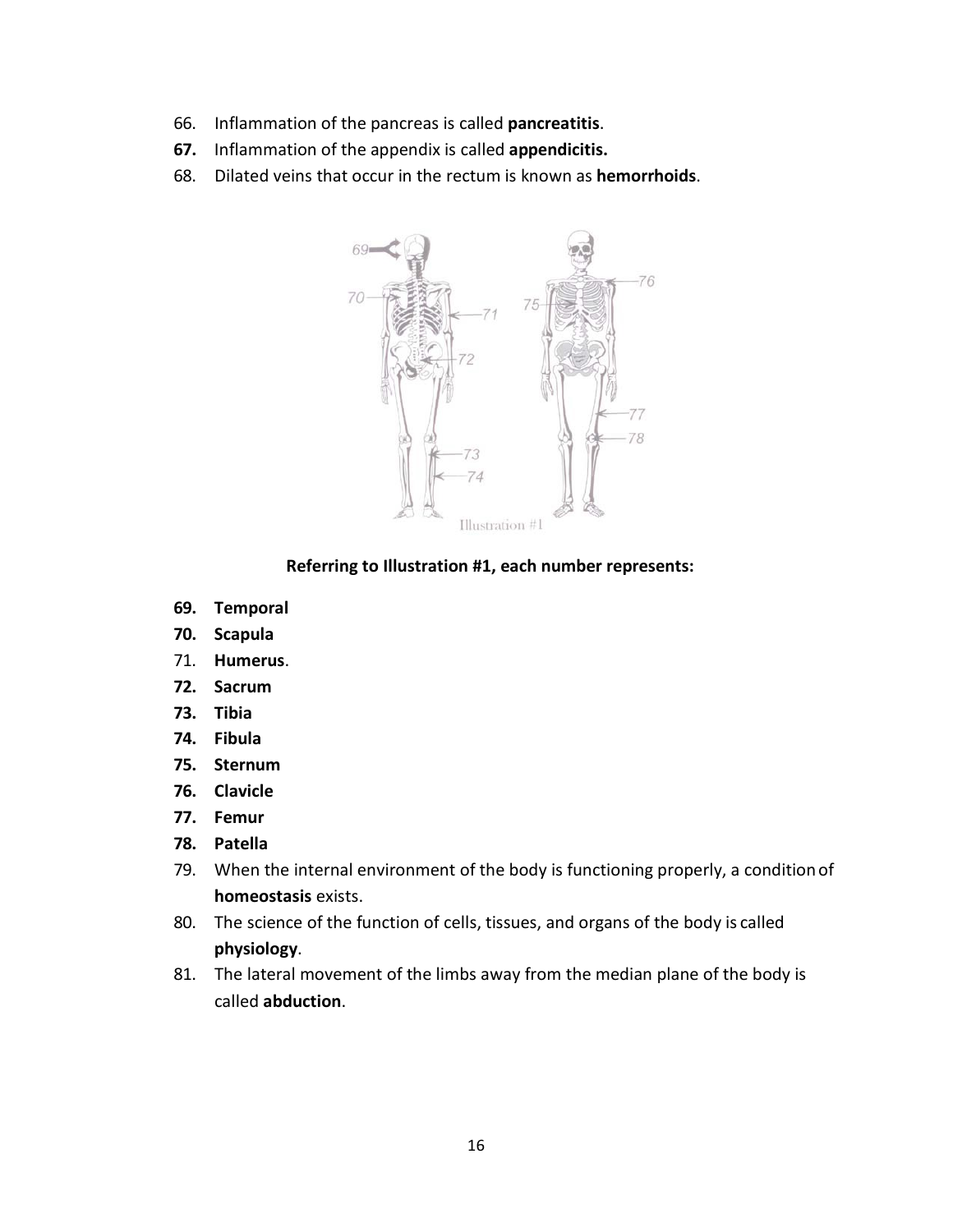66. Inflammation of the pancreas is called **pancreatitis**.
67. Inflammation of the appendix is called **appendicitis.**
68. Dilated veins that occur in the rectum is known as **hemorrhoids**.

Illustration #1

**Referring to Illustration #1, each number represents:**

69. **Temporal**
70. **Scapula**
71. **Humerus**.
72. **Sacrum**
73. **Tibia**
74. **Fibula**
75. **Sternum**
76. **Clavicle**
77. **Femur**
78. **Patella**
79. When the internal environment of the body is functioning properly, a condition of **homeostasis** exists.
80. The science of the function of cells, tissues, and organs of the body is called **physiology**.
81. The lateral movement of the limbs away from the median plane of the body is called **abduction**.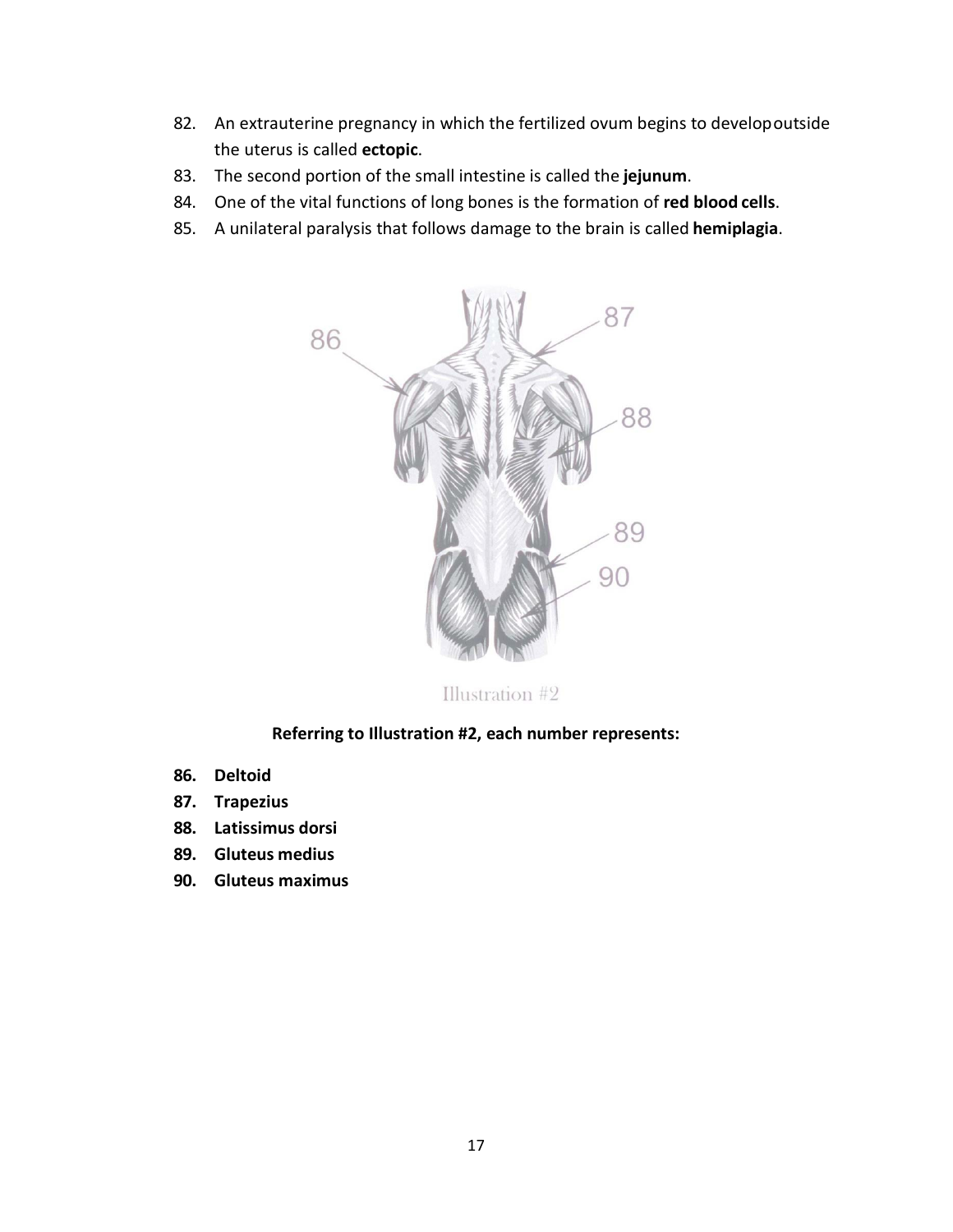82. An extrauterine pregnancy in which the fertilized ovum begins to developoutside the uterus is called **ectopic**.
83. The second portion of the small intestine is called the **jejunum**.
84. One of the vital functions of long bones is the formation of **red blood cells**.
85. A unilateral paralysis that follows damage to the brain is called **hemiplagia**.

Illustration #2

**Referring to Illustration #2, each number represents:**

86. **Deltoid**
87. **Trapezius**
88. **Latissimus dorsi**
89. **Gluteus medius**
90. **Gluteus maximus**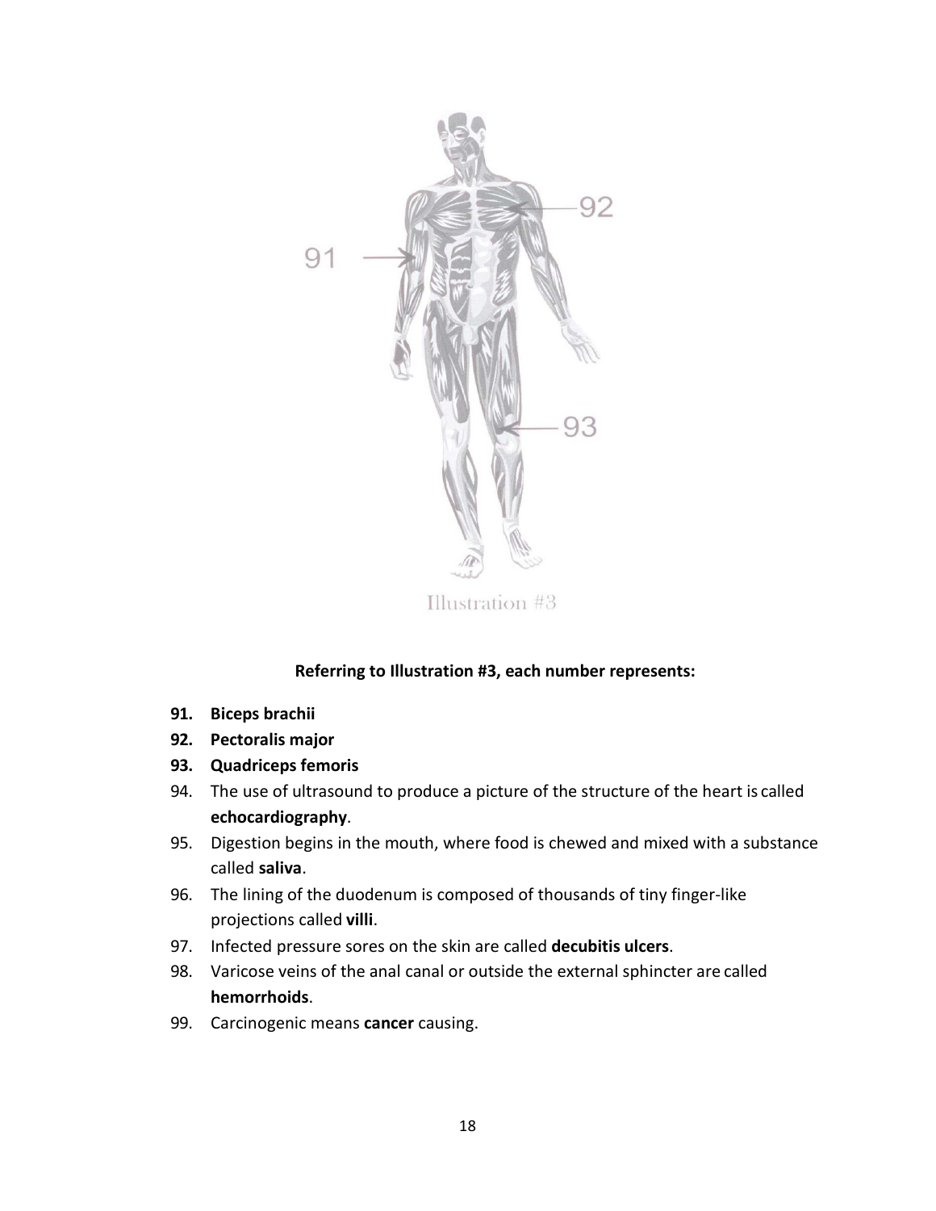Illustration #3

**Referring to Illustration #3, each number represents:**

91. **Biceps brachii**
92. **Pectoralis major**
93. **Quadriceps femoris**
94. The use of ultrasound to produce a picture of the structure of the heart is called **echocardiography**.
95. Digestion begins in the mouth, where food is chewed and mixed with a substance called **saliva**.
96. The lining of the duodenum is composed of thousands of tiny finger-like projections called **villi**.
97. Infected pressure sores on the skin are called **decubitis ulcers**.
98. Varicose veins of the anal canal or outside the external sphincter are called **hemorrhoids**.
99. Carcinogenic means **cancer** causing.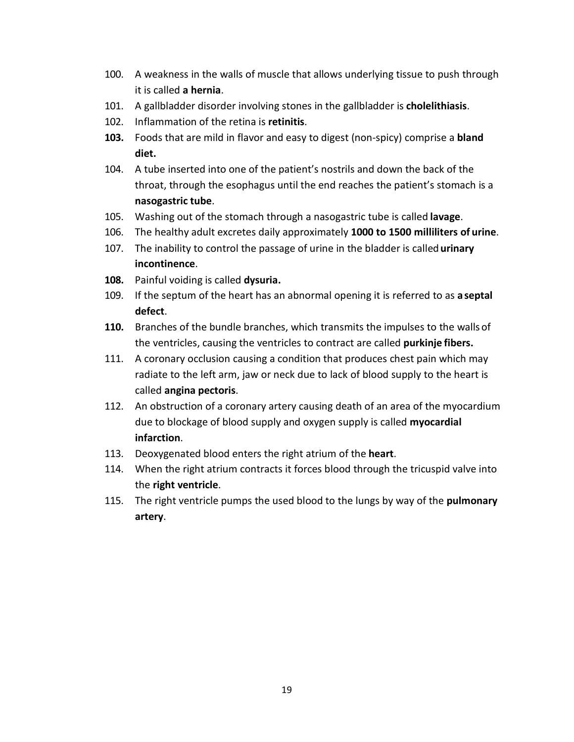100. A weakness in the walls of muscle that allows underlying tissue to push through it is called **a hernia**.
101. A gallbladder disorder involving stones in the gallbladder is **cholelithiasis**.
102. Inflammation of the retina is **retinitis**.
**103.** Foods that are mild in flavor and easy to digest (non-spicy) comprise a **bland diet.**
104. A tube inserted into one of the patient's nostrils and down the back of the throat, through the esophagus until the end reaches the patient's stomach is a **nasogastric tube**.
105. Washing out of the stomach through a nasogastric tube is called **lavage**.
106. The healthy adult excretes daily approximately **1000 to 1500 milliliters of urine**.
107. The inability to control the passage of urine in the bladder is called **urinary incontinence**.
**108.** Painful voiding is called **dysuria.**
109. If the septum of the heart has an abnormal opening it is referred to as **a septal defect**.
**110.** Branches of the bundle branches, which transmits the impulses to the walls of the ventricles, causing the ventricles to contract are called **purkinje fibers.**
111. A coronary occlusion causing a condition that produces chest pain which may radiate to the left arm, jaw or neck due to lack of blood supply to the heart is called **angina pectoris**.
112. An obstruction of a coronary artery causing death of an area of the myocardium due to blockage of blood supply and oxygen supply is called **myocardial infarction**.
113. Deoxygenated blood enters the right atrium of the **heart**.
114. When the right atrium contracts it forces blood through the tricuspid valve into the **right ventricle**.
115. The right ventricle pumps the used blood to the lungs by way of the **pulmonary artery**.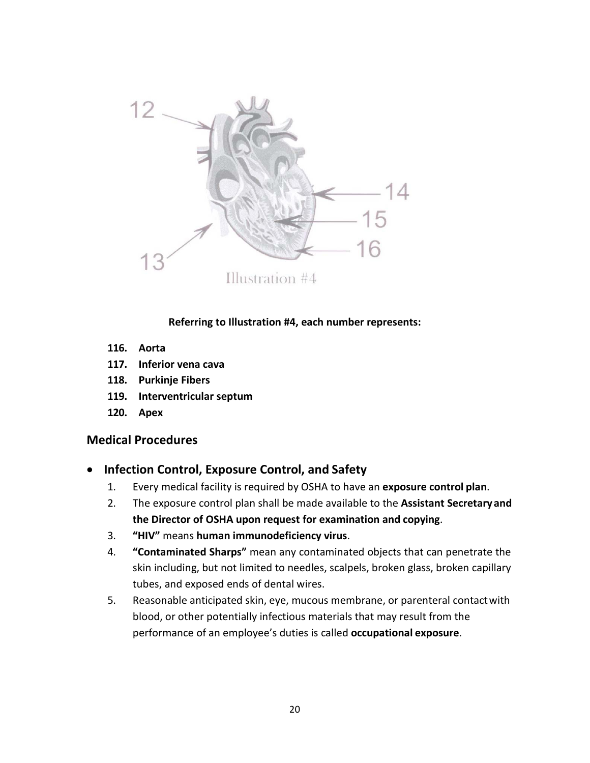Illustration #4

**Referring to Illustration #4, each number represents:**

116. **Aorta**
117. **Inferior vena cava**
118. **Purkinje Fibers**
119. **Interventricular septum**
120. **Apex**

## Medical Procedures

- ### Infection Control, Exposure Control, and Safety

1. Every medical facility is required by OSHA to have an **exposure control plan**.
2. The exposure control plan shall be made available to the **Assistant Secretary and the Director of OSHA upon request for examination and copying**.
3. **"HIV"** means **human immunodeficiency virus**.
4. **"Contaminated Sharps"** mean any contaminated objects that can penetrate the skin including, but not limited to needles, scalpels, broken glass, broken capillary tubes, and exposed ends of dental wires.
5. Reasonable anticipated skin, eye, mucous membrane, or parenteral contact with blood, or other potentially infectious materials that may result from the performance of an employee's duties is called **occupational exposure**.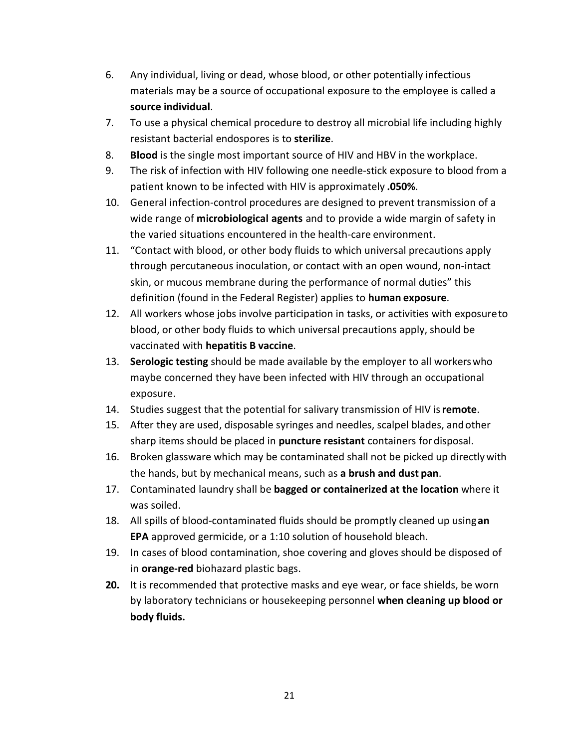6. Any individual, living or dead, whose blood, or other potentially infectious materials may be a source of occupational exposure to the employee is called a **source individual**.
7. To use a physical chemical procedure to destroy all microbial life including highly resistant bacterial endospores is to **sterilize**.
8. **Blood** is the single most important source of HIV and HBV in the workplace.
9. The risk of infection with HIV following one needle-stick exposure to blood from a patient known to be infected with HIV is approximately **.050%**.
10. General infection-control procedures are designed to prevent transmission of a wide range of **microbiological agents** and to provide a wide margin of safety in the varied situations encountered in the health-care environment.
11. "Contact with blood, or other body fluids to which universal precautions apply through percutaneous inoculation, or contact with an open wound, non-intact skin, or mucous membrane during the performance of normal duties" this definition (found in the Federal Register) applies to **human exposure**.
12. All workers whose jobs involve participation in tasks, or activities with exposure to blood, or other body fluids to which universal precautions apply, should be vaccinated with **hepatitis B vaccine**.
13. **Serologic testing** should be made available by the employer to all workers who maybe concerned they have been infected with HIV through an occupational exposure.
14. Studies suggest that the potential for salivary transmission of HIV is **remote**.
15. After they are used, disposable syringes and needles, scalpel blades, and other sharp items should be placed in **puncture resistant** containers for disposal.
16. Broken glassware which may be contaminated shall not be picked up directly with the hands, but by mechanical means, such as **a brush and dust pan**.
17. Contaminated laundry shall be **bagged or containerized at the location** where it was soiled.
18. All spills of blood-contaminated fluids should be promptly cleaned up using **an EPA** approved germicide, or a 1:10 solution of household bleach.
19. In cases of blood contamination, shoe covering and gloves should be disposed of in **orange-red** biohazard plastic bags.
20. It is recommended that protective masks and eye wear, or face shields, be worn by laboratory technicians or housekeeping personnel **when cleaning up blood or body fluids.**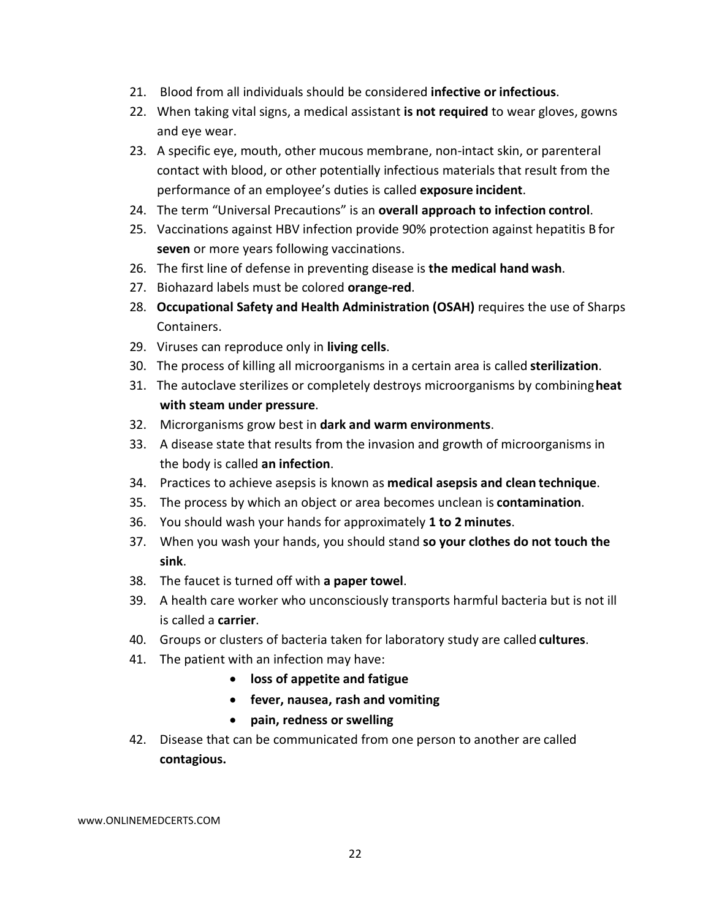21. Blood from all individuals should be considered **infective or infectious**.
22. When taking vital signs, a medical assistant **is not required** to wear gloves, gowns and eye wear.
23. A specific eye, mouth, other mucous membrane, non-intact skin, or parenteral contact with blood, or other potentially infectious materials that result from the performance of an employee's duties is called **exposure incident**.
24. The term "Universal Precautions" is an **overall approach to infection control**.
25. Vaccinations against HBV infection provide 90% protection against hepatitis B for **seven** or more years following vaccinations.
26. The first line of defense in preventing disease is **the medical hand wash**.
27. Biohazard labels must be colored **orange-red**.
28. **Occupational Safety and Health Administration (OSAH)** requires the use of Sharps Containers.
29. Viruses can reproduce only in **living cells**.
30. The process of killing all microorganisms in a certain area is called **sterilization**.
31. The autoclave sterilizes or completely destroys microorganisms by combining **heat with steam under pressure**.
32. Microrganisms grow best in **dark and warm environments**.
33. A disease state that results from the invasion and growth of microorganisms in the body is called **an infection**.
34. Practices to achieve asepsis is known as **medical asepsis and clean technique**.
35. The process by which an object or area becomes unclean is **contamination**.
36. You should wash your hands for approximately **1 to 2 minutes**.
37. When you wash your hands, you should stand **so your clothes do not touch the sink**.
38. The faucet is turned off with **a paper towel**.
39. A health care worker who unconsciously transports harmful bacteria but is not ill is called a **carrier**.
40. Groups or clusters of bacteria taken for laboratory study are called **cultures**.
41. The patient with an infection may have:
    - **loss of appetite and fatigue**
    - **fever, nausea, rash and vomiting**
    - **pain, redness or swelling**
42. Disease that can be communicated from one person to another are called **contagious.**

www.ONLINEMEDCERTS.COM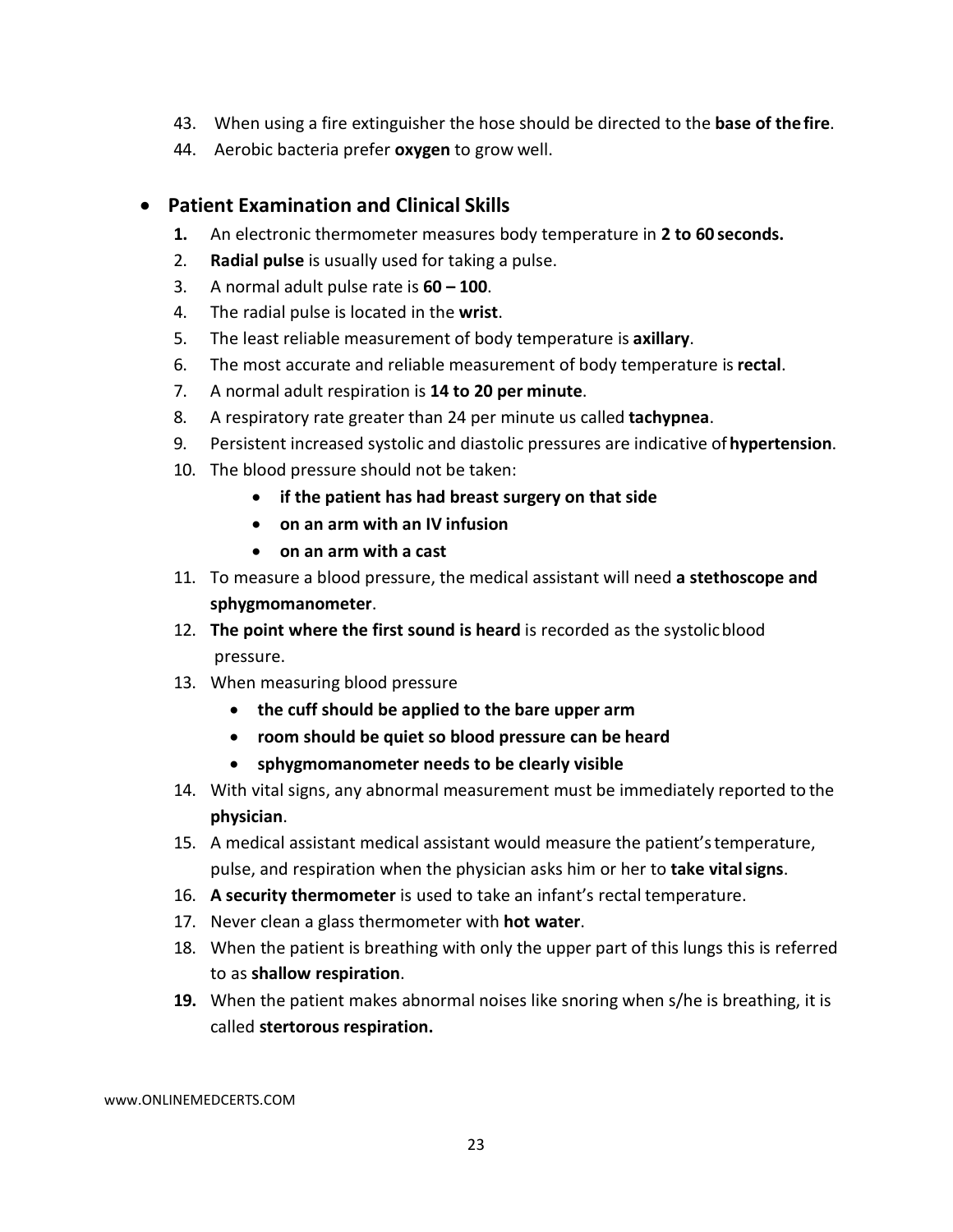43. When using a fire extinguisher the hose should be directed to the **base of the fire**.
44. Aerobic bacteria prefer **oxygen** to grow well.

- **Patient Examination and Clinical Skills**

1. An electronic thermometer measures body temperature in **2 to 60 seconds.**
2. **Radial pulse** is usually used for taking a pulse.
3. A normal adult pulse rate is **60 – 100**.
4. The radial pulse is located in the **wrist**.
5. The least reliable measurement of body temperature is **axillary**.
6. The most accurate and reliable measurement of body temperature is **rectal**.
7. A normal adult respiration is **14 to 20 per minute**.
8. A respiratory rate greater than 24 per minute us called **tachypnea**.
9. Persistent increased systolic and diastolic pressures are indicative of **hypertension**.
10. The blood pressure should not be taken:
    - **if the patient has had breast surgery on that side**
    - **on an arm with an IV infusion**
    - **on an arm with a cast**
11. To measure a blood pressure, the medical assistant will need **a stethoscope and sphygmomanometer**.
12. **The point where the first sound is heard** is recorded as the systolic blood pressure.
13. When measuring blood pressure
    - **the cuff should be applied to the bare upper arm**
    - **room should be quiet so blood pressure can be heard**
    - **sphygmomanometer needs to be clearly visible**
14. With vital signs, any abnormal measurement must be immediately reported to the **physician**.
15. A medical assistant medical assistant would measure the patient's temperature, pulse, and respiration when the physician asks him or her to **take vital signs**.
16. **A security thermometer** is used to take an infant's rectal temperature.
17. Never clean a glass thermometer with **hot water**.
18. When the patient is breathing with only the upper part of this lungs this is referred to as **shallow respiration**.
19. When the patient makes abnormal noises like snoring when s/he is breathing, it is called **stertorous respiration.**

www.ONLINEMEDCERTS.COM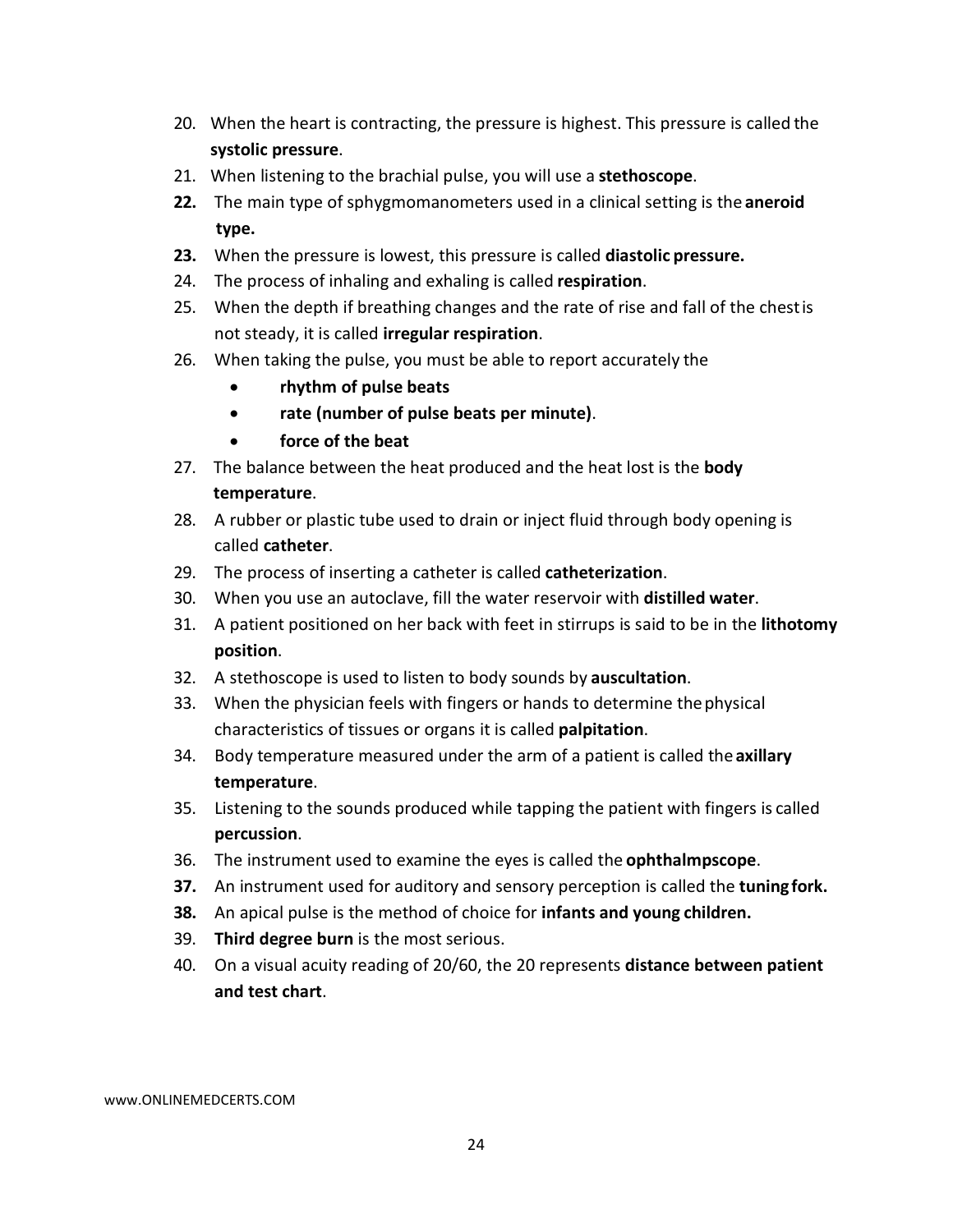20. When the heart is contracting, the pressure is highest. This pressure is called the **systolic pressure**.
21. When listening to the brachial pulse, you will use a **stethoscope**.
22. The main type of sphygmomanometers used in a clinical setting is the **aneroid type.**
23. When the pressure is lowest, this pressure is called **diastolic pressure.**
24. The process of inhaling and exhaling is called **respiration**.
25. When the depth if breathing changes and the rate of rise and fall of the chest is not steady, it is called **irregular respiration**.
26. When taking the pulse, you must be able to report accurately the
    - **rhythm of pulse beats**
    - **rate (number of pulse beats per minute)**.
    - **force of the beat**
27. The balance between the heat produced and the heat lost is the **body temperature**.
28. A rubber or plastic tube used to drain or inject fluid through body opening is called **catheter**.
29. The process of inserting a catheter is called **catheterization**.
30. When you use an autoclave, fill the water reservoir with **distilled water**.
31. A patient positioned on her back with feet in stirrups is said to be in the **lithotomy position**.
32. A stethoscope is used to listen to body sounds by **auscultation**.
33. When the physician feels with fingers or hands to determine the physical characteristics of tissues or organs it is called **palpitation**.
34. Body temperature measured under the arm of a patient is called the **axillary temperature**.
35. Listening to the sounds produced while tapping the patient with fingers is called **percussion**.
36. The instrument used to examine the eyes is called the **ophthalmpscope**.
37. An instrument used for auditory and sensory perception is called the **tuning fork.**
38. An apical pulse is the method of choice for **infants and young children.**
39. **Third degree burn** is the most serious.
40. On a visual acuity reading of 20/60, the 20 represents **distance between patient and test chart**.

www.ONLINEMEDCERTS.COM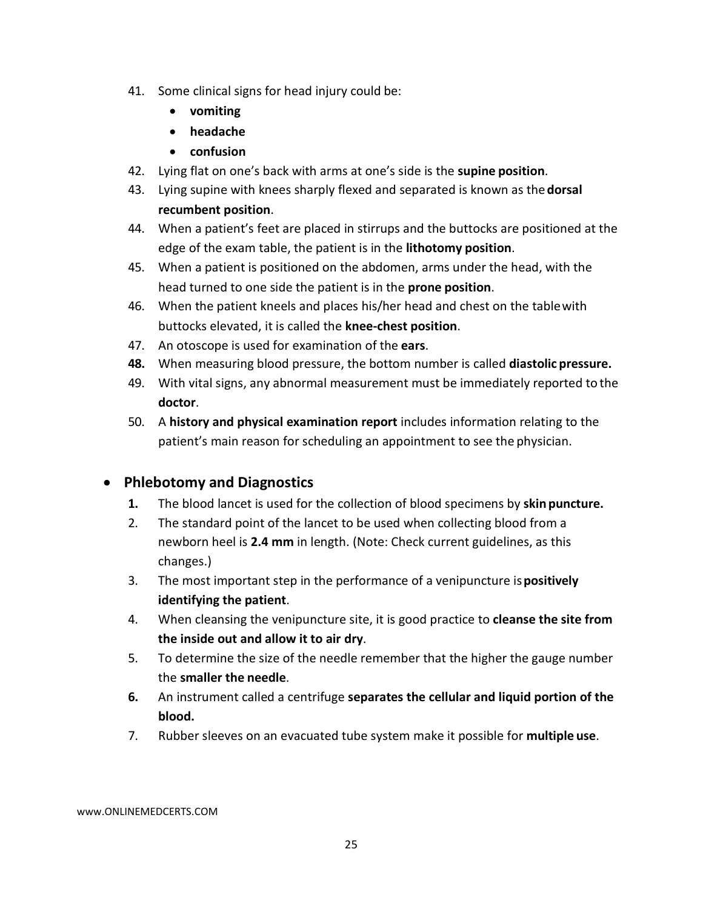41. Some clinical signs for head injury could be:
    - **vomiting**
    - **headache**
    - **confusion**
42. Lying flat on one's back with arms at one's side is the **supine position**.
43. Lying supine with knees sharply flexed and separated is known as the **dorsal recumbent position**.
44. When a patient's feet are placed in stirrups and the buttocks are positioned at the edge of the exam table, the patient is in the **lithotomy position**.
45. When a patient is positioned on the abdomen, arms under the head, with the head turned to one side the patient is in the **prone position**.
46. When the patient kneels and places his/her head and chest on the table with buttocks elevated, it is called the **knee-chest position**.
47. An otoscope is used for examination of the **ears**.
48. When measuring blood pressure, the bottom number is called **diastolic pressure.**
49. With vital signs, any abnormal measurement must be immediately reported to the **doctor**.
50. A **history and physical examination report** includes information relating to the patient's main reason for scheduling an appointment to see the physician.

- ## Phlebotomy and Diagnostics

1. The blood lancet is used for the collection of blood specimens by **skin puncture.**
2. The standard point of the lancet to be used when collecting blood from a newborn heel is **2.4 mm** in length. (Note: Check current guidelines, as this changes.)
3. The most important step in the performance of a venipuncture is **positively identifying the patient**.
4. When cleansing the venipuncture site, it is good practice to **cleanse the site from the inside out and allow it to air dry**.
5. To determine the size of the needle remember that the higher the gauge number the **smaller the needle**.
6. An instrument called a centrifuge **separates the cellular and liquid portion of the blood.**
7. Rubber sleeves on an evacuated tube system make it possible for **multiple use**.

www.ONLINEMEDCERTS.COM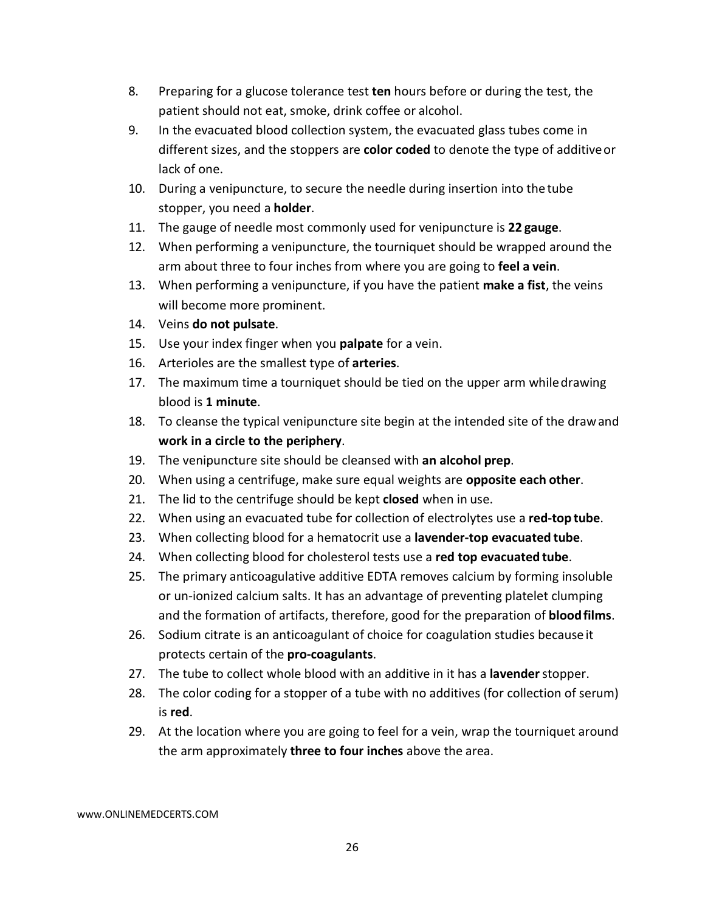8. Preparing for a glucose tolerance test **ten** hours before or during the test, the patient should not eat, smoke, drink coffee or alcohol.
9. In the evacuated blood collection system, the evacuated glass tubes come in different sizes, and the stoppers are **color coded** to denote the type of additive or lack of one.
10. During a venipuncture, to secure the needle during insertion into the tube stopper, you need a **holder**.
11. The gauge of needle most commonly used for venipuncture is **22 gauge**.
12. When performing a venipuncture, the tourniquet should be wrapped around the arm about three to four inches from where you are going to **feel a vein**.
13. When performing a venipuncture, if you have the patient **make a fist**, the veins will become more prominent.
14. Veins **do not pulsate**.
15. Use your index finger when you **palpate** for a vein.
16. Arterioles are the smallest type of **arteries**.
17. The maximum time a tourniquet should be tied on the upper arm while drawing blood is **1 minute**.
18. To cleanse the typical venipuncture site begin at the intended site of the draw and **work in a circle to the periphery**.
19. The venipuncture site should be cleansed with **an alcohol prep**.
20. When using a centrifuge, make sure equal weights are **opposite each other**.
21. The lid to the centrifuge should be kept **closed** when in use.
22. When using an evacuated tube for collection of electrolytes use a **red-top tube**.
23. When collecting blood for a hematocrit use a **lavender-top evacuated tube**.
24. When collecting blood for cholesterol tests use a **red top evacuated tube**.
25. The primary anticoagulative additive EDTA removes calcium by forming insoluble or un-ionized calcium salts. It has an advantage of preventing platelet clumping and the formation of artifacts, therefore, good for the preparation of **blood films**.
26. Sodium citrate is an anticoagulant of choice for coagulation studies because it protects certain of the **pro-coagulants**.
27. The tube to collect whole blood with an additive in it has a **lavender** stopper.
28. The color coding for a stopper of a tube with no additives (for collection of serum) is **red**.
29. At the location where you are going to feel for a vein, wrap the tourniquet around the arm approximately **three to four inches** above the area.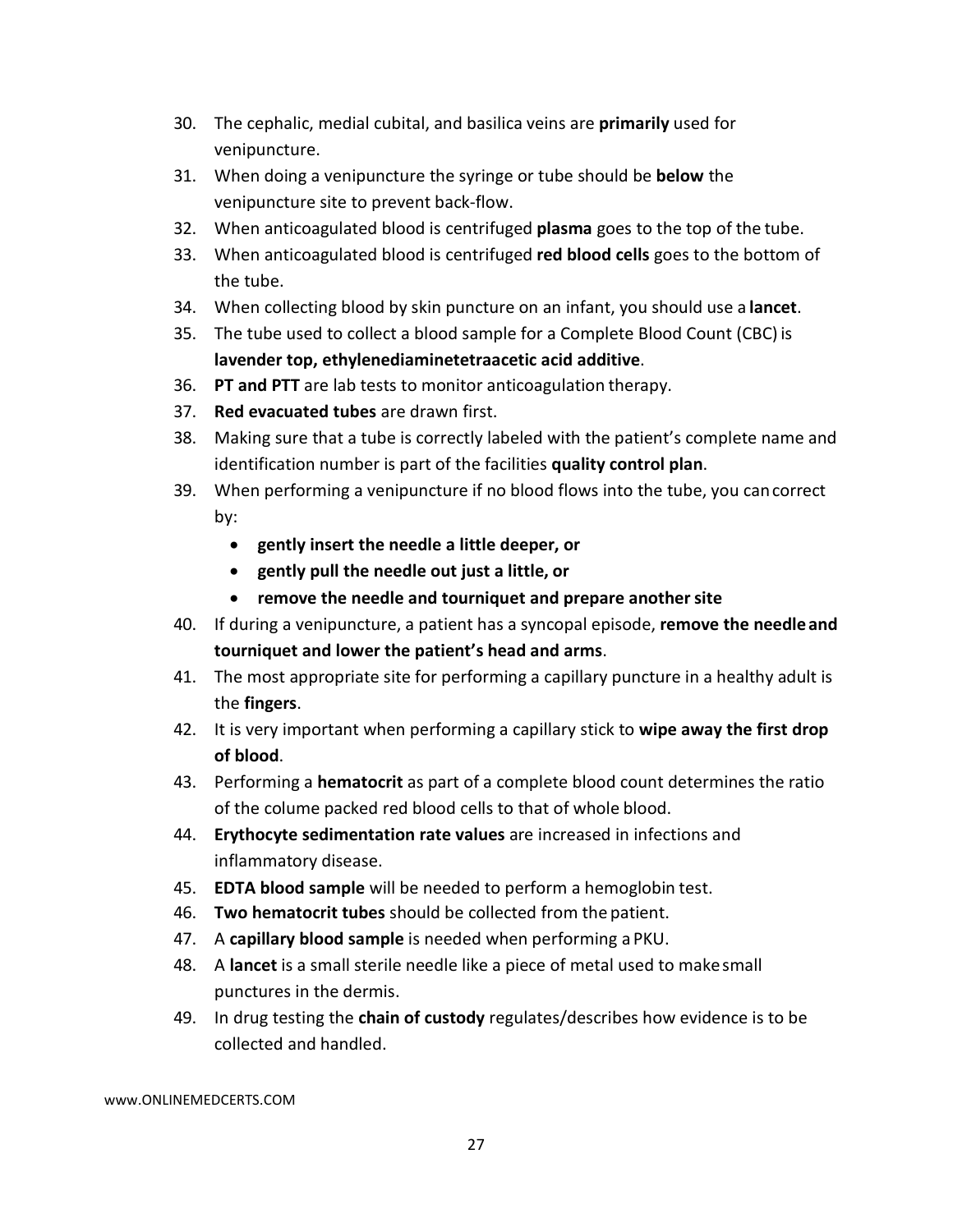30. The cephalic, medial cubital, and basilica veins are **primarily** used for venipuncture.
31. When doing a venipuncture the syringe or tube should be **below** the venipuncture site to prevent back-flow.
32. When anticoagulated blood is centrifuged **plasma** goes to the top of the tube.
33. When anticoagulated blood is centrifuged **red blood cells** goes to the bottom of the tube.
34. When collecting blood by skin puncture on an infant, you should use a **lancet**.
35. The tube used to collect a blood sample for a Complete Blood Count (CBC) is **lavender top, ethylenediaminetetraacetic acid additive**.
36. **PT and PTT** are lab tests to monitor anticoagulation therapy.
37. **Red evacuated tubes** are drawn first.
38. Making sure that a tube is correctly labeled with the patient's complete name and identification number is part of the facilities **quality control plan**.
39. When performing a venipuncture if no blood flows into the tube, you can correct by:
    - **gently insert the needle a little deeper, or**
    - **gently pull the needle out just a little, or**
    - **remove the needle and tourniquet and prepare another site**
40. If during a venipuncture, a patient has a syncopal episode, **remove the needle and tourniquet and lower the patient's head and arms**.
41. The most appropriate site for performing a capillary puncture in a healthy adult is the **fingers**.
42. It is very important when performing a capillary stick to **wipe away the first drop of blood**.
43. Performing a **hematocrit** as part of a complete blood count determines the ratio of the colume packed red blood cells to that of whole blood.
44. **Erythocyte sedimentation rate values** are increased in infections and inflammatory disease.
45. **EDTA blood sample** will be needed to perform a hemoglobin test.
46. **Two hematocrit tubes** should be collected from the patient.
47. A **capillary blood sample** is needed when performing a PKU.
48. A **lancet** is a small sterile needle like a piece of metal used to make small punctures in the dermis.
49. In drug testing the **chain of custody** regulates/describes how evidence is to be collected and handled.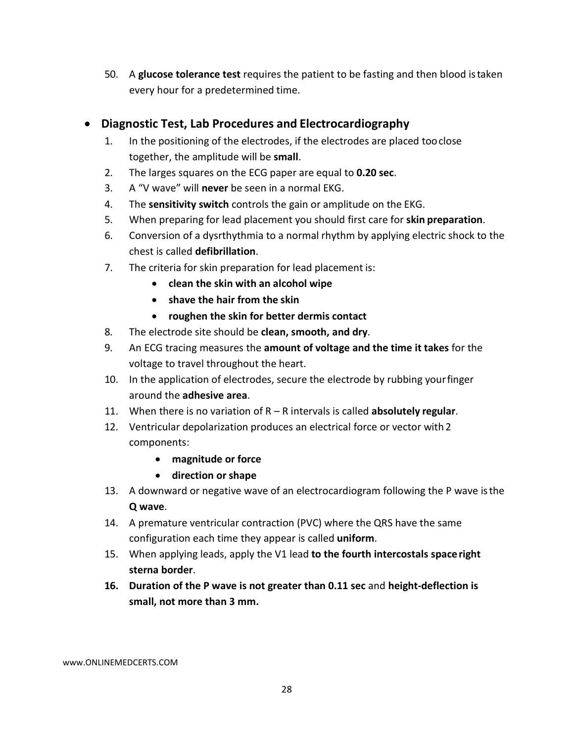50. A **glucose tolerance test** requires the patient to be fasting and then blood is taken every hour for a predetermined time.

- **Diagnostic Test, Lab Procedures and Electrocardiography**

1. In the positioning of the electrodes, if the electrodes are placed too close together, the amplitude will be **small**.
2. The larges squares on the ECG paper are equal to **0.20 sec**.
3. A "V wave" will **never** be seen in a normal EKG.
4. The **sensitivity switch** controls the gain or amplitude on the EKG.
5. When preparing for lead placement you should first care for **skin preparation**.
6. Conversion of a dysrthythmia to a normal rhythm by applying electric shock to the chest is called **defibrillation**.
7. The criteria for skin preparation for lead placement is:
    - **clean the skin with an alcohol wipe**
    - **shave the hair from the skin**
    - **roughen the skin for better dermis contact**
8. The electrode site should be **clean, smooth, and dry**.
9. An ECG tracing measures the **amount of voltage and the time it takes** for the voltage to travel throughout the heart.
10. In the application of electrodes, secure the electrode by rubbing your finger around the **adhesive area**.
11. When there is no variation of R – R intervals is called **absolutely regular**.
12. Ventricular depolarization produces an electrical force or vector with 2 components:
    - **magnitude or force**
    - **direction or shape**
13. A downward or negative wave of an electrocardiogram following the P wave is the **Q wave**.
14. A premature ventricular contraction (PVC) where the QRS have the same configuration each time they appear is called **uniform**.
15. When applying leads, apply the V1 lead **to the fourth intercostals space right sterna border**.
16. **Duration of the P wave is not greater than 0.11 sec** and **height-deflection is small, not more than 3 mm.**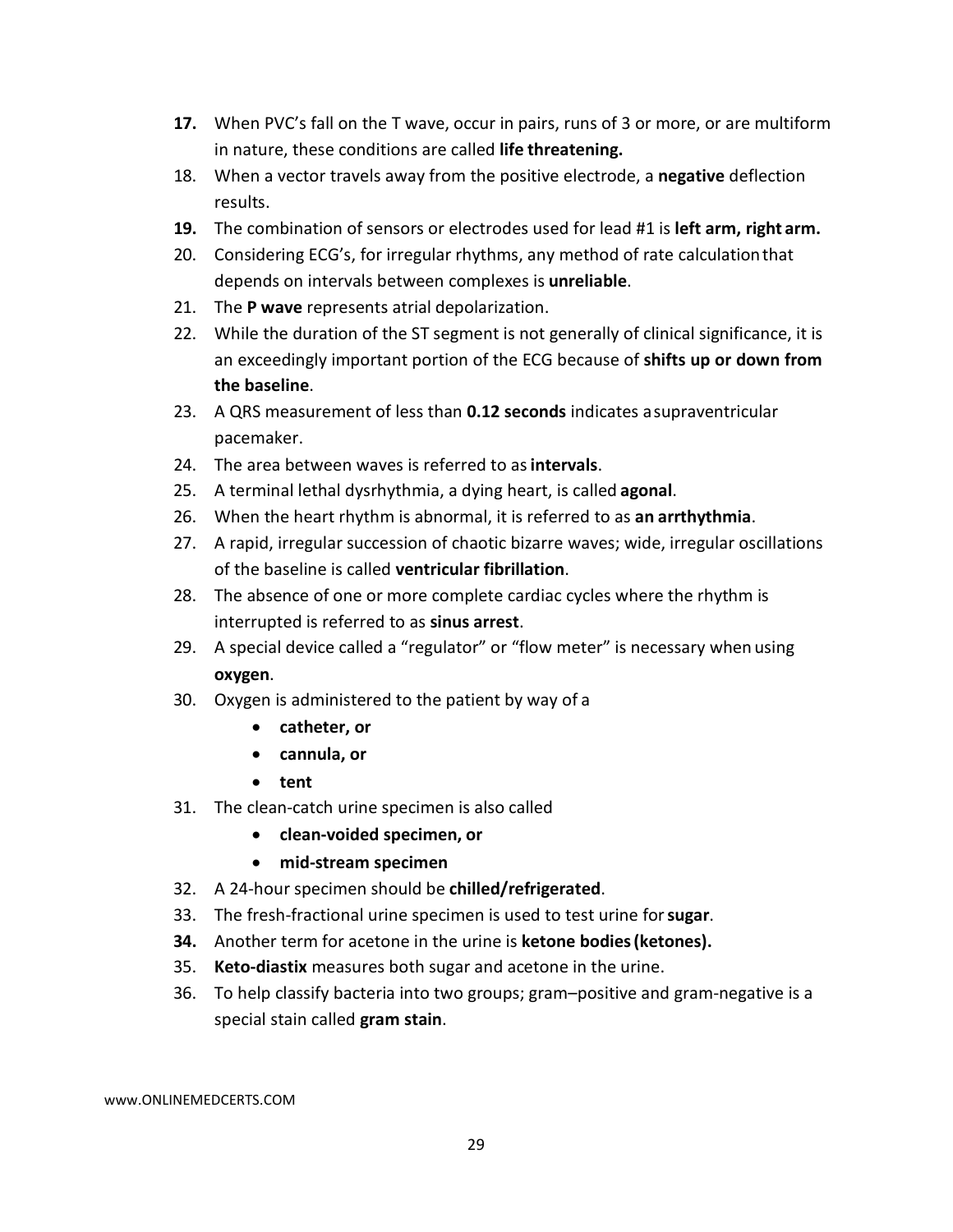17. When PVC's fall on the T wave, occur in pairs, runs of 3 or more, or are multiform in nature, these conditions are called **life threatening.**
18. When a vector travels away from the positive electrode, a **negative** deflection results.
19. The combination of sensors or electrodes used for lead #1 is **left arm, right arm.**
20. Considering ECG's, for irregular rhythms, any method of rate calculation that depends on intervals between complexes is **unreliable**.
21. The **P wave** represents atrial depolarization.
22. While the duration of the ST segment is not generally of clinical significance, it is an exceedingly important portion of the ECG because of **shifts up or down from the baseline**.
23. A QRS measurement of less than **0.12 seconds** indicates a supraventricular pacemaker.
24. The area between waves is referred to as **intervals**.
25. A terminal lethal dysrhythmia, a dying heart, is called **agonal**.
26. When the heart rhythm is abnormal, it is referred to as **an arrthythmia**.
27. A rapid, irregular succession of chaotic bizarre waves; wide, irregular oscillations of the baseline is called **ventricular fibrillation**.
28. The absence of one or more complete cardiac cycles where the rhythm is interrupted is referred to as **sinus arrest**.
29. A special device called a "regulator" or "flow meter" is necessary when using **oxygen**.
30. Oxygen is administered to the patient by way of a
    - **catheter, or**
    - **cannula, or**
    - **tent**
31. The clean-catch urine specimen is also called
    - **clean-voided specimen, or**
    - **mid-stream specimen**
32. A 24-hour specimen should be **chilled/refrigerated**.
33. The fresh-fractional urine specimen is used to test urine for **sugar**.
34. Another term for acetone in the urine is **ketone bodies (ketones).**
35. **Keto-diastix** measures both sugar and acetone in the urine.
36. To help classify bacteria into two groups; gram–positive and gram-negative is a special stain called **gram stain**.

www.ONLINEMEDCERTS.COM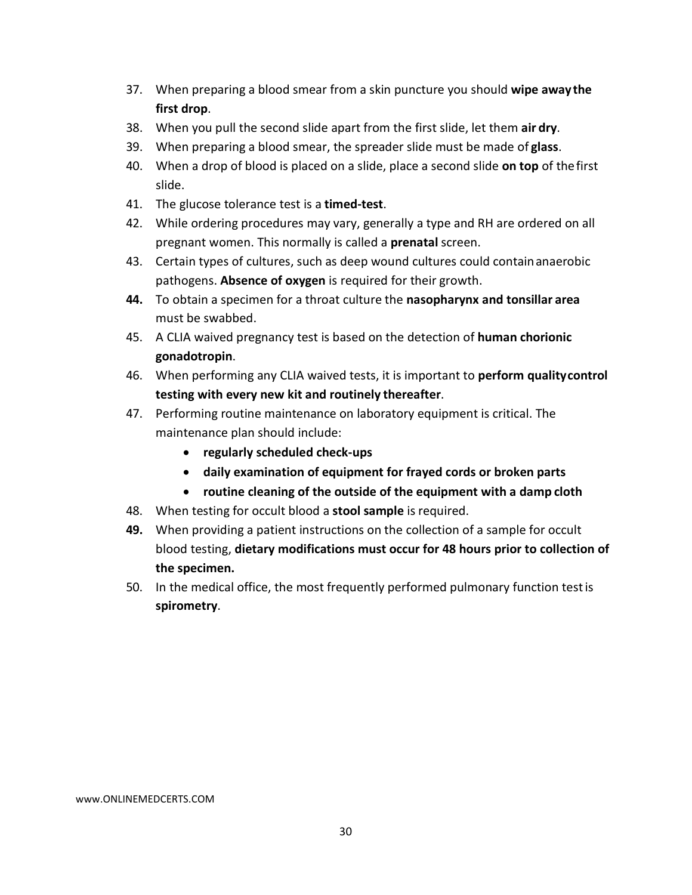37. When preparing a blood smear from a skin puncture you should **wipe away the first drop**.
38. When you pull the second slide apart from the first slide, let them **air dry**.
39. When preparing a blood smear, the spreader slide must be made of **glass**.
40. When a drop of blood is placed on a slide, place a second slide **on top** of the first slide.
41. The glucose tolerance test is a **timed-test**.
42. While ordering procedures may vary, generally a type and RH are ordered on all pregnant women. This normally is called a **prenatal** screen.
43. Certain types of cultures, such as deep wound cultures could contain anaerobic pathogens. **Absence of oxygen** is required for their growth.
44. To obtain a specimen for a throat culture the **nasopharynx and tonsillar area** must be swabbed.
45. A CLIA waived pregnancy test is based on the detection of **human chorionic gonadotropin**.
46. When performing any CLIA waived tests, it is important to **perform quality control testing with every new kit and routinely thereafter**.
47. Performing routine maintenance on laboratory equipment is critical. The maintenance plan should include:
    - **regularly scheduled check-ups**
    - **daily examination of equipment for frayed cords or broken parts**
    - **routine cleaning of the outside of the equipment with a damp cloth**
48. When testing for occult blood a **stool sample** is required.
49. When providing a patient instructions on the collection of a sample for occult blood testing, **dietary modifications must occur for 48 hours prior to collection of the specimen.**
50. In the medical office, the most frequently performed pulmonary function test is **spirometry**.

www.ONLINEMEDCERTS.COM